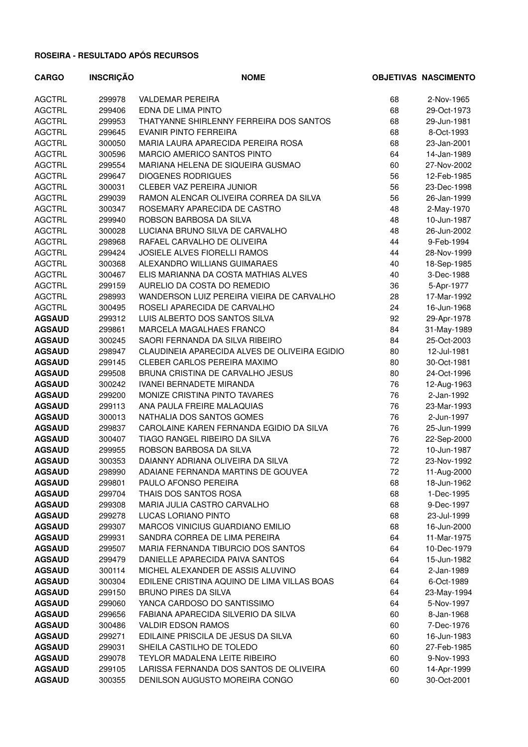**ROSEIRA - RESULTADO APÓS RECURSOS**

| CARGO | INSCRIÇÃO | NOME | OBJETIVAS | NASCIMENTO |
|---|---|---|---|---|
| AGCTRL | 299978 | VALDEMAR PEREIRA | 68 | 2-Nov-1965 |
| AGCTRL | 299406 | EDNA DE LIMA PINTO | 68 | 29-Oct-1973 |
| AGCTRL | 299953 | THATYANNE SHIRLENNY FERREIRA DOS SANTOS | 68 | 29-Jun-1981 |
| AGCTRL | 299645 | EVANIR PINTO FERREIRA | 68 | 8-Oct-1993 |
| AGCTRL | 300050 | MARIA LAURA APARECIDA PEREIRA ROSA | 68 | 23-Jan-2001 |
| AGCTRL | 300596 | MARCIO AMERICO SANTOS PINTO | 64 | 14-Jan-1989 |
| AGCTRL | 299554 | MARIANA HELENA DE SIQUEIRA GUSMAO | 60 | 27-Nov-2002 |
| AGCTRL | 299647 | DIOGENES RODRIGUES | 56 | 12-Feb-1985 |
| AGCTRL | 300031 | CLEBER VAZ PEREIRA JUNIOR | 56 | 23-Dec-1998 |
| AGCTRL | 299039 | RAMON ALENCAR OLIVEIRA CORREA DA SILVA | 56 | 26-Jan-1999 |
| AGCTRL | 300347 | ROSEMARY APARECIDA DE CASTRO | 48 | 2-May-1970 |
| AGCTRL | 299940 | ROBSON BARBOSA DA SILVA | 48 | 10-Jun-1987 |
| AGCTRL | 300028 | LUCIANA BRUNO SILVA DE CARVALHO | 48 | 26-Jun-2002 |
| AGCTRL | 298968 | RAFAEL CARVALHO DE OLIVEIRA | 44 | 9-Feb-1994 |
| AGCTRL | 299424 | JOSIELE ALVES FIORELLI RAMOS | 44 | 28-Nov-1999 |
| AGCTRL | 300368 | ALEXANDRO WILLIANS GUIMARAES | 40 | 18-Sep-1985 |
| AGCTRL | 300467 | ELIS MARIANNA DA COSTA MATHIAS ALVES | 40 | 3-Dec-1988 |
| AGCTRL | 299159 | AURELIO DA COSTA DO REMEDIO | 36 | 5-Apr-1977 |
| AGCTRL | 298993 | WANDERSON LUIZ PEREIRA VIEIRA DE CARVALHO | 28 | 17-Mar-1992 |
| AGCTRL | 300495 | ROSELI APARECIDA DE CARVALHO | 24 | 16-Jun-1968 |
| **AGSAUD** | 299312 | LUIS ALBERTO DOS SANTOS SILVA | 92 | 29-Apr-1978 |
| **AGSAUD** | 299861 | MARCELA MAGALHAES FRANCO | 84 | 31-May-1989 |
| **AGSAUD** | 300245 | SAORI FERNANDA DA SILVA RIBEIRO | 84 | 25-Oct-2003 |
| **AGSAUD** | 298947 | CLAUDINEIA APARECIDA ALVES DE OLIVEIRA EGIDIO | 80 | 12-Jul-1981 |
| **AGSAUD** | 299145 | CLEBER CARLOS PEREIRA MAXIMO | 80 | 30-Oct-1981 |
| **AGSAUD** | 299508 | BRUNA CRISTINA DE CARVALHO JESUS | 80 | 24-Oct-1996 |
| **AGSAUD** | 300242 | IVANEI BERNADETE MIRANDA | 76 | 12-Aug-1963 |
| **AGSAUD** | 299200 | MONIZE CRISTINA PINTO TAVARES | 76 | 2-Jan-1992 |
| **AGSAUD** | 299113 | ANA PAULA FREIRE MALAQUIAS | 76 | 23-Mar-1993 |
| **AGSAUD** | 300013 | NATHALIA DOS SANTOS GOMES | 76 | 2-Jun-1997 |
| **AGSAUD** | 299837 | CAROLAINE KAREN FERNANDA EGIDIO DA SILVA | 76 | 25-Jun-1999 |
| **AGSAUD** | 300407 | TIAGO RANGEL RIBEIRO DA SILVA | 76 | 22-Sep-2000 |
| **AGSAUD** | 299955 | ROBSON BARBOSA DA SILVA | 72 | 10-Jun-1987 |
| **AGSAUD** | 300353 | DAIANNY ADRIANA OLIVEIRA DA SILVA | 72 | 23-Nov-1992 |
| **AGSAUD** | 298990 | ADAIANE FERNANDA MARTINS DE GOUVEA | 72 | 11-Aug-2000 |
| **AGSAUD** | 299801 | PAULO AFONSO PEREIRA | 68 | 18-Jun-1962 |
| **AGSAUD** | 299704 | THAIS DOS SANTOS ROSA | 68 | 1-Dec-1995 |
| **AGSAUD** | 299308 | MARIA JULIA CASTRO CARVALHO | 68 | 9-Dec-1997 |
| **AGSAUD** | 299278 | LUCAS LORIANO PINTO | 68 | 23-Jul-1999 |
| **AGSAUD** | 299307 | MARCOS VINICIUS GUARDIANO EMILIO | 68 | 16-Jun-2000 |
| **AGSAUD** | 299931 | SANDRA CORREA DE LIMA PEREIRA | 64 | 11-Mar-1975 |
| **AGSAUD** | 299507 | MARIA FERNANDA TIBURCIO DOS SANTOS | 64 | 10-Dec-1979 |
| **AGSAUD** | 299479 | DANIELLE APARECIDA PAIVA SANTOS | 64 | 15-Jun-1982 |
| **AGSAUD** | 300114 | MICHEL ALEXANDER DE ASSIS ALUVINO | 64 | 2-Jan-1989 |
| **AGSAUD** | 300304 | EDILENE CRISTINA AQUINO DE LIMA VILLAS BOAS | 64 | 6-Oct-1989 |
| **AGSAUD** | 299150 | BRUNO PIRES DA SILVA | 64 | 23-May-1994 |
| **AGSAUD** | 299060 | YANCA CARDOSO DO SANTISSIMO | 64 | 5-Nov-1997 |
| **AGSAUD** | 299656 | FABIANA APARECIDA SILVERIO DA SILVA | 60 | 8-Jan-1968 |
| **AGSAUD** | 300486 | VALDIR EDSON RAMOS | 60 | 7-Dec-1976 |
| **AGSAUD** | 299271 | EDILAINE PRISCILA DE JESUS DA SILVA | 60 | 16-Jun-1983 |
| **AGSAUD** | 299031 | SHEILA CASTILHO DE TOLEDO | 60 | 27-Feb-1985 |
| **AGSAUD** | 299078 | TEYLOR MADALENA LEITE RIBEIRO | 60 | 9-Nov-1993 |
| **AGSAUD** | 299105 | LARISSA FERNANDA DOS SANTOS DE OLIVEIRA | 60 | 14-Apr-1999 |
| **AGSAUD** | 300355 | DENILSON AUGUSTO MOREIRA CONGO | 60 | 30-Oct-2001 |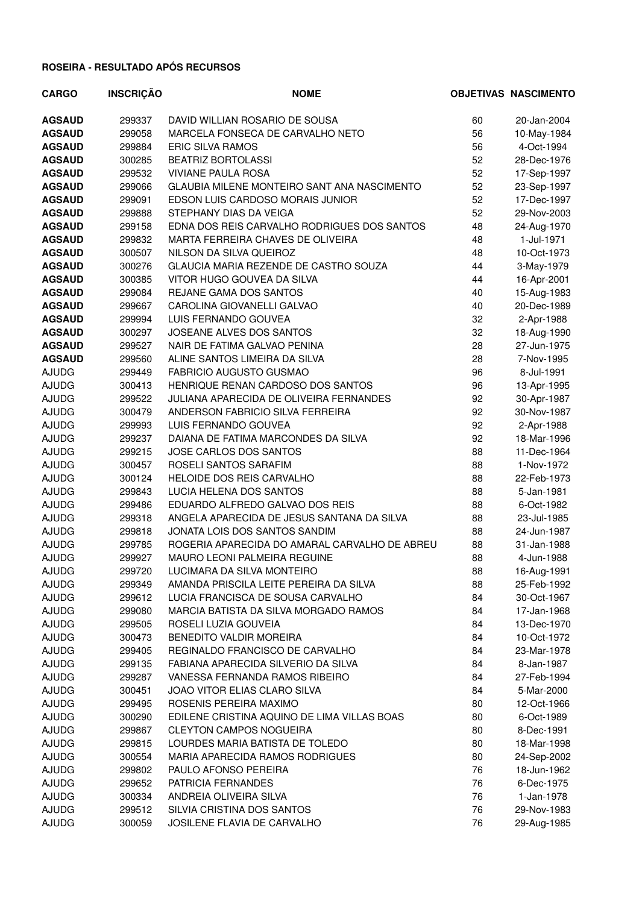**ROSEIRA - RESULTADO APÓS RECURSOS**

| **CARGO** | **INSCRIÇÃO** | **NOME** | **OBJETIVAS** | **NASCIMENTO** |
|---|---|---|---|---|
| **AGSAUD** | 299337 | DAVID WILLIAN ROSARIO DE SOUSA | 60 | 20-Jan-2004 |
| **AGSAUD** | 299058 | MARCELA FONSECA DE CARVALHO NETO | 56 | 10-May-1984 |
| **AGSAUD** | 299884 | ERIC SILVA RAMOS | 56 | 4-Oct-1994 |
| **AGSAUD** | 300285 | BEATRIZ BORTOLASSI | 52 | 28-Dec-1976 |
| **AGSAUD** | 299532 | VIVIANE PAULA ROSA | 52 | 17-Sep-1997 |
| **AGSAUD** | 299066 | GLAUBIA MILENE MONTEIRO SANT ANA NASCIMENTO | 52 | 23-Sep-1997 |
| **AGSAUD** | 299091 | EDSON LUIS CARDOSO MORAIS JUNIOR | 52 | 17-Dec-1997 |
| **AGSAUD** | 299888 | STEPHANY DIAS DA VEIGA | 52 | 29-Nov-2003 |
| **AGSAUD** | 299158 | EDNA DOS REIS CARVALHO RODRIGUES DOS SANTOS | 48 | 24-Aug-1970 |
| **AGSAUD** | 299832 | MARTA FERREIRA CHAVES DE OLIVEIRA | 48 | 1-Jul-1971 |
| **AGSAUD** | 300507 | NILSON DA SILVA QUEIROZ | 48 | 10-Oct-1973 |
| **AGSAUD** | 300276 | GLAUCIA MARIA REZENDE DE CASTRO SOUZA | 44 | 3-May-1979 |
| **AGSAUD** | 300385 | VITOR HUGO GOUVEA DA SILVA | 44 | 16-Apr-2001 |
| **AGSAUD** | 299084 | REJANE GAMA DOS SANTOS | 40 | 15-Aug-1983 |
| **AGSAUD** | 299667 | CAROLINA GIOVANELLI GALVAO | 40 | 20-Dec-1989 |
| **AGSAUD** | 299994 | LUIS FERNANDO GOUVEA | 32 | 2-Apr-1988 |
| **AGSAUD** | 300297 | JOSEANE ALVES DOS SANTOS | 32 | 18-Aug-1990 |
| **AGSAUD** | 299527 | NAIR DE FATIMA GALVAO PENINA | 28 | 27-Jun-1975 |
| **AGSAUD** | 299560 | ALINE SANTOS LIMEIRA DA SILVA | 28 | 7-Nov-1995 |
| AJUDG | 299449 | FABRICIO AUGUSTO GUSMAO | 96 | 8-Jul-1991 |
| AJUDG | 300413 | HENRIQUE RENAN CARDOSO DOS SANTOS | 96 | 13-Apr-1995 |
| AJUDG | 299522 | JULIANA APARECIDA DE OLIVEIRA FERNANDES | 92 | 30-Apr-1987 |
| AJUDG | 300479 | ANDERSON FABRICIO SILVA FERREIRA | 92 | 30-Nov-1987 |
| AJUDG | 299993 | LUIS FERNANDO GOUVEA | 92 | 2-Apr-1988 |
| AJUDG | 299237 | DAIANA DE FATIMA MARCONDES DA SILVA | 92 | 18-Mar-1996 |
| AJUDG | 299215 | JOSE CARLOS DOS SANTOS | 88 | 11-Dec-1964 |
| AJUDG | 300457 | ROSELI SANTOS SARAFIM | 88 | 1-Nov-1972 |
| AJUDG | 300124 | HELOIDE DOS REIS CARVALHO | 88 | 22-Feb-1973 |
| AJUDG | 299843 | LUCIA HELENA DOS SANTOS | 88 | 5-Jan-1981 |
| AJUDG | 299486 | EDUARDO ALFREDO GALVAO DOS REIS | 88 | 6-Oct-1982 |
| AJUDG | 299318 | ANGELA APARECIDA DE JESUS SANTANA DA SILVA | 88 | 23-Jul-1985 |
| AJUDG | 299818 | JONATA LOIS DOS SANTOS SANDIM | 88 | 24-Jun-1987 |
| AJUDG | 299785 | ROGERIA APARECIDA DO AMARAL CARVALHO DE ABREU | 88 | 31-Jan-1988 |
| AJUDG | 299927 | MAURO LEONI PALMEIRA REGUINE | 88 | 4-Jun-1988 |
| AJUDG | 299720 | LUCIMARA DA SILVA MONTEIRO | 88 | 16-Aug-1991 |
| AJUDG | 299349 | AMANDA PRISCILA LEITE PEREIRA DA SILVA | 88 | 25-Feb-1992 |
| AJUDG | 299612 | LUCIA FRANCISCA DE SOUSA CARVALHO | 84 | 30-Oct-1967 |
| AJUDG | 299080 | MARCIA BATISTA DA SILVA MORGADO RAMOS | 84 | 17-Jan-1968 |
| AJUDG | 299505 | ROSELI LUZIA GOUVEIA | 84 | 13-Dec-1970 |
| AJUDG | 300473 | BENEDITO VALDIR MOREIRA | 84 | 10-Oct-1972 |
| AJUDG | 299405 | REGINALDO FRANCISCO DE CARVALHO | 84 | 23-Mar-1978 |
| AJUDG | 299135 | FABIANA APARECIDA SILVERIO DA SILVA | 84 | 8-Jan-1987 |
| AJUDG | 299287 | VANESSA FERNANDA RAMOS RIBEIRO | 84 | 27-Feb-1994 |
| AJUDG | 300451 | JOAO VITOR ELIAS CLARO SILVA | 84 | 5-Mar-2000 |
| AJUDG | 299495 | ROSENIS PEREIRA MAXIMO | 80 | 12-Oct-1966 |
| AJUDG | 300290 | EDILENE CRISTINA AQUINO DE LIMA VILLAS BOAS | 80 | 6-Oct-1989 |
| AJUDG | 299867 | CLEYTON CAMPOS NOGUEIRA | 80 | 8-Dec-1991 |
| AJUDG | 299815 | LOURDES MARIA BATISTA DE TOLEDO | 80 | 18-Mar-1998 |
| AJUDG | 300554 | MARIA APARECIDA RAMOS RODRIGUES | 80 | 24-Sep-2002 |
| AJUDG | 299802 | PAULO AFONSO PEREIRA | 76 | 18-Jun-1962 |
| AJUDG | 299652 | PATRICIA FERNANDES | 76 | 6-Dec-1975 |
| AJUDG | 300334 | ANDREIA OLIVEIRA SILVA | 76 | 1-Jan-1978 |
| AJUDG | 299512 | SILVIA CRISTINA DOS SANTOS | 76 | 29-Nov-1983 |
| AJUDG | 300059 | JOSILENE FLAVIA DE CARVALHO | 76 | 29-Aug-1985 |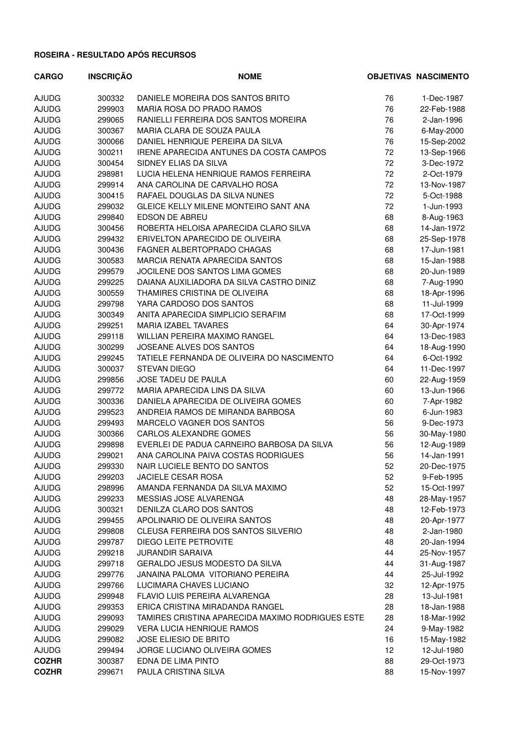**ROSEIRA - RESULTADO APÓS RECURSOS**

| CARGO | INSCRIÇÃO | NOME | OBJETIVAS | NASCIMENTO |
|---|---|---|---|---|
| AJUDG | 300332 | DANIELE MOREIRA DOS SANTOS BRITO | 76 | 1-Dec-1987 |
| AJUDG | 299903 | MARIA ROSA DO PRADO RAMOS | 76 | 22-Feb-1988 |
| AJUDG | 299065 | RANIELLI FERREIRA DOS SANTOS MOREIRA | 76 | 2-Jan-1996 |
| AJUDG | 300367 | MARIA CLARA DE SOUZA PAULA | 76 | 6-May-2000 |
| AJUDG | 300066 | DANIEL HENRIQUE PEREIRA DA SILVA | 76 | 15-Sep-2002 |
| AJUDG | 300211 | IRENE APARECIDA ANTUNES DA COSTA CAMPOS | 72 | 13-Sep-1966 |
| AJUDG | 300454 | SIDNEY ELIAS DA SILVA | 72 | 3-Dec-1972 |
| AJUDG | 298981 | LUCIA HELENA HENRIQUE RAMOS FERREIRA | 72 | 2-Oct-1979 |
| AJUDG | 299914 | ANA CAROLINA DE CARVALHO ROSA | 72 | 13-Nov-1987 |
| AJUDG | 300415 | RAFAEL DOUGLAS DA SILVA NUNES | 72 | 5-Oct-1988 |
| AJUDG | 299032 | GLEICE KELLY MILENE MONTEIRO SANT ANA | 72 | 1-Jun-1993 |
| AJUDG | 299840 | EDSON DE ABREU | 68 | 8-Aug-1963 |
| AJUDG | 300456 | ROBERTA HELOISA APARECIDA CLARO SILVA | 68 | 14-Jan-1972 |
| AJUDG | 299432 | ERIVELTON APARECIDO DE OLIVEIRA | 68 | 25-Sep-1978 |
| AJUDG | 300436 | FAGNER ALBERTOPRADO CHAGAS | 68 | 17-Jun-1981 |
| AJUDG | 300583 | MARCIA RENATA APARECIDA SANTOS | 68 | 15-Jan-1988 |
| AJUDG | 299579 | JOCILENE DOS SANTOS LIMA GOMES | 68 | 20-Jun-1989 |
| AJUDG | 299225 | DAIANA AUXILIADORA DA SILVA CASTRO DINIZ | 68 | 7-Aug-1990 |
| AJUDG | 300559 | THAMIRES CRISTINA DE OLIVEIRA | 68 | 18-Apr-1996 |
| AJUDG | 299798 | YARA CARDOSO DOS SANTOS | 68 | 11-Jul-1999 |
| AJUDG | 300349 | ANITA APARECIDA SIMPLICIO SERAFIM | 68 | 17-Oct-1999 |
| AJUDG | 299251 | MARIA IZABEL TAVARES | 64 | 30-Apr-1974 |
| AJUDG | 299118 | WILLIAN PEREIRA MAXIMO RANGEL | 64 | 13-Dec-1983 |
| AJUDG | 300299 | JOSEANE ALVES DOS SANTOS | 64 | 18-Aug-1990 |
| AJUDG | 299245 | TATIELE FERNANDA DE OLIVEIRA DO NASCIMENTO | 64 | 6-Oct-1992 |
| AJUDG | 300037 | STEVAN DIEGO | 64 | 11-Dec-1997 |
| AJUDG | 299856 | JOSE TADEU DE PAULA | 60 | 22-Aug-1959 |
| AJUDG | 299772 | MARIA APARECIDA LINS DA SILVA | 60 | 13-Jun-1966 |
| AJUDG | 300336 | DANIELA APARECIDA DE OLIVEIRA GOMES | 60 | 7-Apr-1982 |
| AJUDG | 299523 | ANDREIA RAMOS DE MIRANDA BARBOSA | 60 | 6-Jun-1983 |
| AJUDG | 299493 | MARCELO VAGNER DOS SANTOS | 56 | 9-Dec-1973 |
| AJUDG | 300366 | CARLOS ALEXANDRE GOMES | 56 | 30-May-1980 |
| AJUDG | 299898 | EVERLEI DE PADUA CARNEIRO BARBOSA DA SILVA | 56 | 12-Aug-1989 |
| AJUDG | 299021 | ANA CAROLINA PAIVA COSTAS RODRIGUES | 56 | 14-Jan-1991 |
| AJUDG | 299330 | NAIR LUCIELE BENTO DO SANTOS | 52 | 20-Dec-1975 |
| AJUDG | 299203 | JACIELE CESAR ROSA | 52 | 9-Feb-1995 |
| AJUDG | 298996 | AMANDA FERNANDA DA SILVA MAXIMO | 52 | 15-Oct-1997 |
| AJUDG | 299233 | MESSIAS JOSE ALVARENGA | 48 | 28-May-1957 |
| AJUDG | 300321 | DENILZA CLARO DOS SANTOS | 48 | 12-Feb-1973 |
| AJUDG | 299455 | APOLINARIO DE OLIVEIRA SANTOS | 48 | 20-Apr-1977 |
| AJUDG | 299808 | CLEUSA FERREIRA DOS SANTOS SILVERIO | 48 | 2-Jan-1980 |
| AJUDG | 299787 | DIEGO LEITE PETROVITE | 48 | 20-Jan-1994 |
| AJUDG | 299218 | JURANDIR SARAIVA | 44 | 25-Nov-1957 |
| AJUDG | 299718 | GERALDO JESUS MODESTO DA SILVA | 44 | 31-Aug-1987 |
| AJUDG | 299776 | JANAINA PALOMA VITORIANO PEREIRA | 44 | 25-Jul-1992 |
| AJUDG | 299766 | LUCIMARA CHAVES LUCIANO | 32 | 12-Apr-1975 |
| AJUDG | 299948 | FLAVIO LUIS PEREIRA ALVARENGA | 28 | 13-Jul-1981 |
| AJUDG | 299353 | ERICA CRISTINA MIRADANDA RANGEL | 28 | 18-Jan-1988 |
| AJUDG | 299093 | TAMIRES CRISTINA APARECIDA MAXIMO RODRIGUES ESTE | 28 | 18-Mar-1992 |
| AJUDG | 299029 | VERA LUCIA HENRIQUE RAMOS | 24 | 9-May-1982 |
| AJUDG | 299082 | JOSE ELIESIO DE BRITO | 16 | 15-May-1982 |
| AJUDG | 299494 | JORGE LUCIANO OLIVEIRA GOMES | 12 | 12-Jul-1980 |
| **COZHR** | 300387 | EDNA DE LIMA PINTO | 88 | 29-Oct-1973 |
| **COZHR** | 299671 | PAULA CRISTINA SILVA | 88 | 15-Nov-1997 |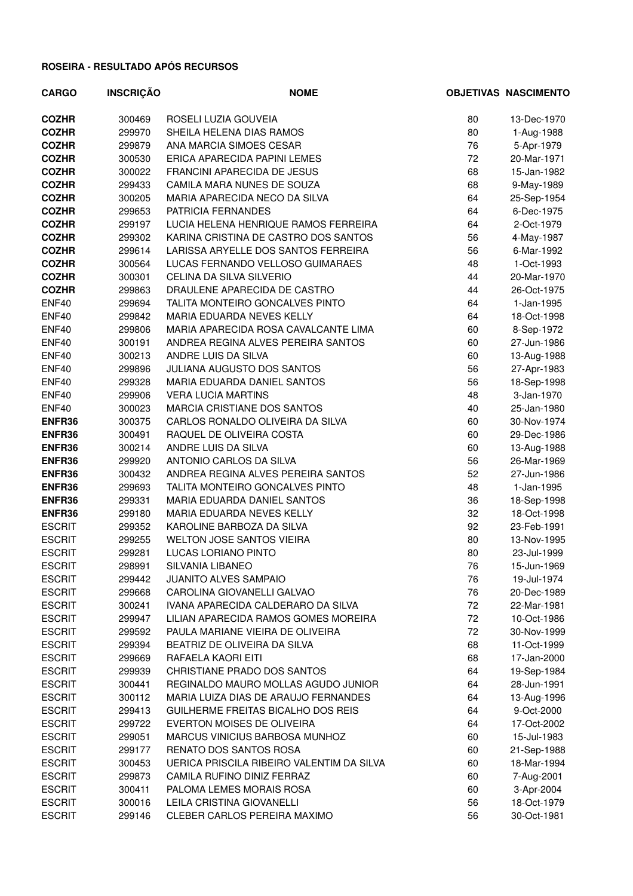**ROSEIRA - RESULTADO APÓS RECURSOS**

| CARGO | INSCRIÇÃO | NOME | OBJETIVAS | NASCIMENTO |
|---|---|---|---|---|
| **COZHR** | 300469 | ROSELI LUZIA GOUVEIA | 80 | 13-Dec-1970 |
| **COZHR** | 299970 | SHEILA HELENA DIAS RAMOS | 80 | 1-Aug-1988 |
| **COZHR** | 299879 | ANA MARCIA SIMOES CESAR | 76 | 5-Apr-1979 |
| **COZHR** | 300530 | ERICA APARECIDA PAPINI LEMES | 72 | 20-Mar-1971 |
| **COZHR** | 300022 | FRANCINI APARECIDA DE JESUS | 68 | 15-Jan-1982 |
| **COZHR** | 299433 | CAMILA MARA NUNES DE SOUZA | 68 | 9-May-1989 |
| **COZHR** | 300205 | MARIA APARECIDA NECO DA SILVA | 64 | 25-Sep-1954 |
| **COZHR** | 299653 | PATRICIA FERNANDES | 64 | 6-Dec-1975 |
| **COZHR** | 299197 | LUCIA HELENA HENRIQUE RAMOS FERREIRA | 64 | 2-Oct-1979 |
| **COZHR** | 299302 | KARINA CRISTINA DE CASTRO DOS SANTOS | 56 | 4-May-1987 |
| **COZHR** | 299614 | LARISSA ARYELLE DOS SANTOS FERREIRA | 56 | 6-Mar-1992 |
| **COZHR** | 300564 | LUCAS FERNANDO VELLOSO GUIMARAES | 48 | 1-Oct-1993 |
| **COZHR** | 300301 | CELINA DA SILVA SILVERIO | 44 | 20-Mar-1970 |
| **COZHR** | 299863 | DRAULENE APARECIDA DE CASTRO | 44 | 26-Oct-1975 |
| ENF40 | 299694 | TALITA MONTEIRO GONCALVES PINTO | 64 | 1-Jan-1995 |
| ENF40 | 299842 | MARIA EDUARDA NEVES KELLY | 64 | 18-Oct-1998 |
| ENF40 | 299806 | MARIA APARECIDA ROSA CAVALCANTE LIMA | 60 | 8-Sep-1972 |
| ENF40 | 300191 | ANDREA REGINA ALVES PEREIRA SANTOS | 60 | 27-Jun-1986 |
| ENF40 | 300213 | ANDRE LUIS DA SILVA | 60 | 13-Aug-1988 |
| ENF40 | 299896 | JULIANA AUGUSTO DOS SANTOS | 56 | 27-Apr-1983 |
| ENF40 | 299328 | MARIA EDUARDA DANIEL SANTOS | 56 | 18-Sep-1998 |
| ENF40 | 299906 | VERA LUCIA MARTINS | 48 | 3-Jan-1970 |
| ENF40 | 300023 | MARCIA CRISTIANE DOS SANTOS | 40 | 25-Jan-1980 |
| **ENFR36** | 300375 | CARLOS RONALDO OLIVEIRA DA SILVA | 60 | 30-Nov-1974 |
| **ENFR36** | 300491 | RAQUEL DE OLIVEIRA COSTA | 60 | 29-Dec-1986 |
| **ENFR36** | 300214 | ANDRE LUIS DA SILVA | 60 | 13-Aug-1988 |
| **ENFR36** | 299920 | ANTONIO CARLOS DA SILVA | 56 | 26-Mar-1969 |
| **ENFR36** | 300432 | ANDREA REGINA ALVES PEREIRA SANTOS | 52 | 27-Jun-1986 |
| **ENFR36** | 299693 | TALITA MONTEIRO GONCALVES PINTO | 48 | 1-Jan-1995 |
| **ENFR36** | 299331 | MARIA EDUARDA DANIEL SANTOS | 36 | 18-Sep-1998 |
| **ENFR36** | 299180 | MARIA EDUARDA NEVES KELLY | 32 | 18-Oct-1998 |
| ESCRIT | 299352 | KAROLINE BARBOZA DA SILVA | 92 | 23-Feb-1991 |
| ESCRIT | 299255 | WELTON JOSE SANTOS VIEIRA | 80 | 13-Nov-1995 |
| ESCRIT | 299281 | LUCAS LORIANO PINTO | 80 | 23-Jul-1999 |
| ESCRIT | 298991 | SILVANIA LIBANEO | 76 | 15-Jun-1969 |
| ESCRIT | 299442 | JUANITO ALVES SAMPAIO | 76 | 19-Jul-1974 |
| ESCRIT | 299668 | CAROLINA GIOVANELLI GALVAO | 76 | 20-Dec-1989 |
| ESCRIT | 300241 | IVANA APARECIDA CALDERARO DA SILVA | 72 | 22-Mar-1981 |
| ESCRIT | 299947 | LILIAN APARECIDA RAMOS GOMES MOREIRA | 72 | 10-Oct-1986 |
| ESCRIT | 299592 | PAULA MARIANE VIEIRA DE OLIVEIRA | 72 | 30-Nov-1999 |
| ESCRIT | 299394 | BEATRIZ DE OLIVEIRA DA SILVA | 68 | 11-Oct-1999 |
| ESCRIT | 299669 | RAFAELA KAORI EITI | 68 | 17-Jan-2000 |
| ESCRIT | 299939 | CHRISTIANE PRADO DOS SANTOS | 64 | 19-Sep-1984 |
| ESCRIT | 300441 | REGINALDO MAURO MOLLAS AGUDO JUNIOR | 64 | 28-Jun-1991 |
| ESCRIT | 300112 | MARIA LUIZA DIAS DE ARAUJO FERNANDES | 64 | 13-Aug-1996 |
| ESCRIT | 299413 | GUILHERME FREITAS BICALHO DOS REIS | 64 | 9-Oct-2000 |
| ESCRIT | 299722 | EVERTON MOISES DE OLIVEIRA | 64 | 17-Oct-2002 |
| ESCRIT | 299051 | MARCUS VINICIUS BARBOSA MUNHOZ | 60 | 15-Jul-1983 |
| ESCRIT | 299177 | RENATO DOS SANTOS ROSA | 60 | 21-Sep-1988 |
| ESCRIT | 300453 | UERICA PRISCILA RIBEIRO VALENTIM DA SILVA | 60 | 18-Mar-1994 |
| ESCRIT | 299873 | CAMILA RUFINO DINIZ FERRAZ | 60 | 7-Aug-2001 |
| ESCRIT | 300411 | PALOMA LEMES MORAIS ROSA | 60 | 3-Apr-2004 |
| ESCRIT | 300016 | LEILA CRISTINA GIOVANELLI | 56 | 18-Oct-1979 |
| ESCRIT | 299146 | CLEBER CARLOS PEREIRA MAXIMO | 56 | 30-Oct-1981 |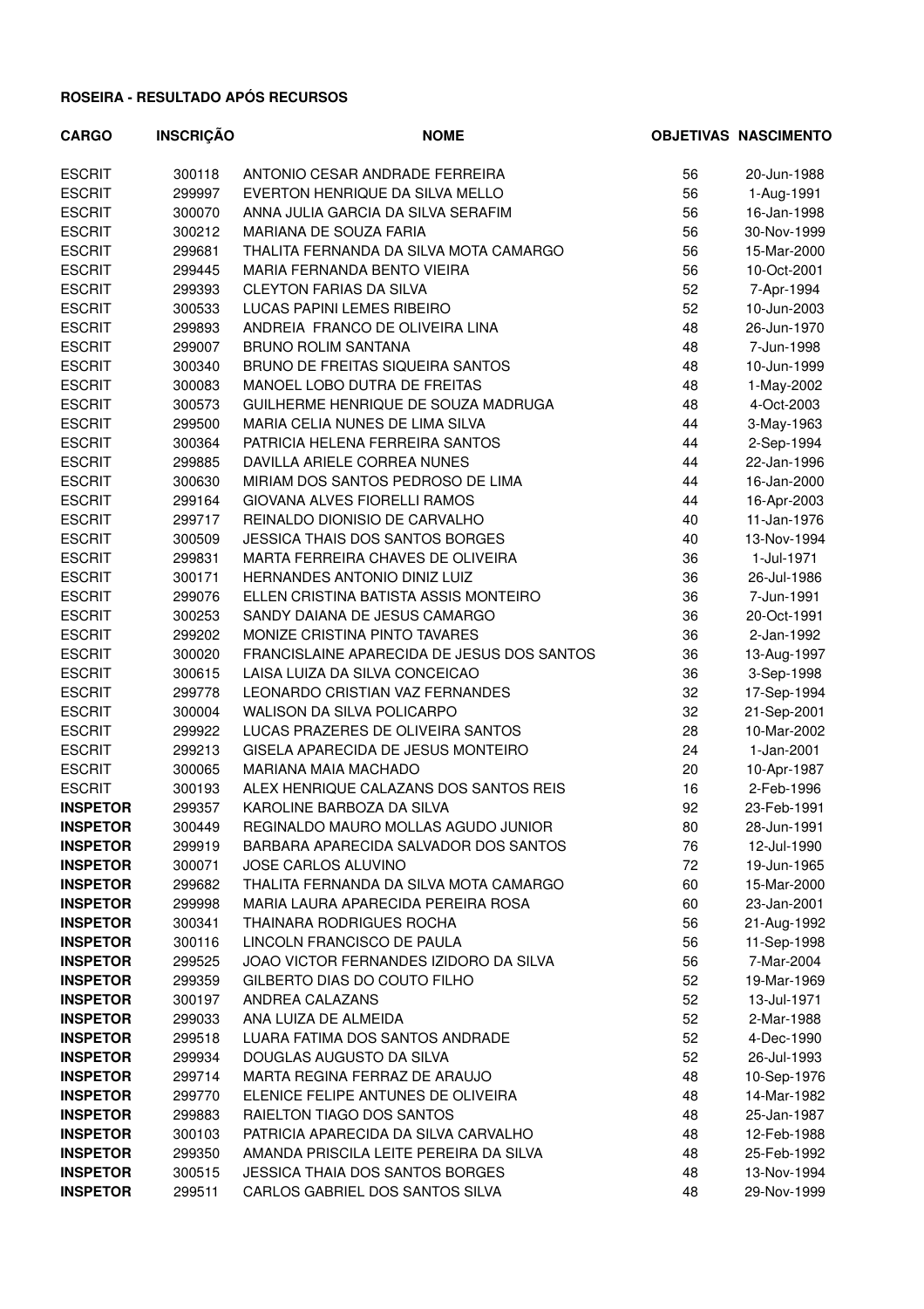**ROSEIRA - RESULTADO APÓS RECURSOS**

| CARGO | INSCRIÇÃO | NOME | OBJETIVAS | NASCIMENTO |
|---|---|---|---|---|
| ESCRIT | 300118 | ANTONIO CESAR ANDRADE FERREIRA | 56 | 20-Jun-1988 |
| ESCRIT | 299997 | EVERTON HENRIQUE DA SILVA MELLO | 56 | 1-Aug-1991 |
| ESCRIT | 300070 | ANNA JULIA GARCIA DA SILVA SERAFIM | 56 | 16-Jan-1998 |
| ESCRIT | 300212 | MARIANA DE SOUZA FARIA | 56 | 30-Nov-1999 |
| ESCRIT | 299681 | THALITA FERNANDA DA SILVA MOTA CAMARGO | 56 | 15-Mar-2000 |
| ESCRIT | 299445 | MARIA FERNANDA BENTO VIEIRA | 56 | 10-Oct-2001 |
| ESCRIT | 299393 | CLEYTON FARIAS DA SILVA | 52 | 7-Apr-1994 |
| ESCRIT | 300533 | LUCAS PAPINI LEMES RIBEIRO | 52 | 10-Jun-2003 |
| ESCRIT | 299893 | ANDREIA FRANCO DE OLIVEIRA LINA | 48 | 26-Jun-1970 |
| ESCRIT | 299007 | BRUNO ROLIM SANTANA | 48 | 7-Jun-1998 |
| ESCRIT | 300340 | BRUNO DE FREITAS SIQUEIRA SANTOS | 48 | 10-Jun-1999 |
| ESCRIT | 300083 | MANOEL LOBO DUTRA DE FREITAS | 48 | 1-May-2002 |
| ESCRIT | 300573 | GUILHERME HENRIQUE DE SOUZA MADRUGA | 48 | 4-Oct-2003 |
| ESCRIT | 299500 | MARIA CELIA NUNES DE LIMA SILVA | 44 | 3-May-1963 |
| ESCRIT | 300364 | PATRICIA HELENA FERREIRA SANTOS | 44 | 2-Sep-1994 |
| ESCRIT | 299885 | DAVILLA ARIELE CORREA NUNES | 44 | 22-Jan-1996 |
| ESCRIT | 300630 | MIRIAM DOS SANTOS PEDROSO DE LIMA | 44 | 16-Jan-2000 |
| ESCRIT | 299164 | GIOVANA ALVES FIORELLI RAMOS | 44 | 16-Apr-2003 |
| ESCRIT | 299717 | REINALDO DIONISIO DE CARVALHO | 40 | 11-Jan-1976 |
| ESCRIT | 300509 | JESSICA THAIS DOS SANTOS BORGES | 40 | 13-Nov-1994 |
| ESCRIT | 299831 | MARTA FERREIRA CHAVES DE OLIVEIRA | 36 | 1-Jul-1971 |
| ESCRIT | 300171 | HERNANDES ANTONIO DINIZ LUIZ | 36 | 26-Jul-1986 |
| ESCRIT | 299076 | ELLEN CRISTINA BATISTA ASSIS MONTEIRO | 36 | 7-Jun-1991 |
| ESCRIT | 300253 | SANDY DAIANA DE JESUS CAMARGO | 36 | 20-Oct-1991 |
| ESCRIT | 299202 | MONIZE CRISTINA PINTO TAVARES | 36 | 2-Jan-1992 |
| ESCRIT | 300020 | FRANCISLAINE APARECIDA DE JESUS DOS SANTOS | 36 | 13-Aug-1997 |
| ESCRIT | 300615 | LAISA LUIZA DA SILVA CONCEICAO | 36 | 3-Sep-1998 |
| ESCRIT | 299778 | LEONARDO CRISTIAN VAZ FERNANDES | 32 | 17-Sep-1994 |
| ESCRIT | 300004 | WALISON DA SILVA POLICARPO | 32 | 21-Sep-2001 |
| ESCRIT | 299922 | LUCAS PRAZERES DE OLIVEIRA SANTOS | 28 | 10-Mar-2002 |
| ESCRIT | 299213 | GISELA APARECIDA DE JESUS MONTEIRO | 24 | 1-Jan-2001 |
| ESCRIT | 300065 | MARIANA MAIA MACHADO | 20 | 10-Apr-1987 |
| ESCRIT | 300193 | ALEX HENRIQUE CALAZANS DOS SANTOS REIS | 16 | 2-Feb-1996 |
| **INSPETOR** | 299357 | KAROLINE BARBOZA DA SILVA | 92 | 23-Feb-1991 |
| **INSPETOR** | 300449 | REGINALDO MAURO MOLLAS AGUDO JUNIOR | 80 | 28-Jun-1991 |
| **INSPETOR** | 299919 | BARBARA APARECIDA SALVADOR DOS SANTOS | 76 | 12-Jul-1990 |
| **INSPETOR** | 300071 | JOSE CARLOS ALUVINO | 72 | 19-Jun-1965 |
| **INSPETOR** | 299682 | THALITA FERNANDA DA SILVA MOTA CAMARGO | 60 | 15-Mar-2000 |
| **INSPETOR** | 299998 | MARIA LAURA APARECIDA PEREIRA ROSA | 60 | 23-Jan-2001 |
| **INSPETOR** | 300341 | THAINARA RODRIGUES ROCHA | 56 | 21-Aug-1992 |
| **INSPETOR** | 300116 | LINCOLN FRANCISCO DE PAULA | 56 | 11-Sep-1998 |
| **INSPETOR** | 299525 | JOAO VICTOR FERNANDES IZIDORO DA SILVA | 56 | 7-Mar-2004 |
| **INSPETOR** | 299359 | GILBERTO DIAS DO COUTO FILHO | 52 | 19-Mar-1969 |
| **INSPETOR** | 300197 | ANDREA CALAZANS | 52 | 13-Jul-1971 |
| **INSPETOR** | 299033 | ANA LUIZA DE ALMEIDA | 52 | 2-Mar-1988 |
| **INSPETOR** | 299518 | LUARA FATIMA DOS SANTOS ANDRADE | 52 | 4-Dec-1990 |
| **INSPETOR** | 299934 | DOUGLAS AUGUSTO DA SILVA | 52 | 26-Jul-1993 |
| **INSPETOR** | 299714 | MARTA REGINA FERRAZ DE ARAUJO | 48 | 10-Sep-1976 |
| **INSPETOR** | 299770 | ELENICE FELIPE ANTUNES DE OLIVEIRA | 48 | 14-Mar-1982 |
| **INSPETOR** | 299883 | RAIELTON TIAGO DOS SANTOS | 48 | 25-Jan-1987 |
| **INSPETOR** | 300103 | PATRICIA APARECIDA DA SILVA CARVALHO | 48 | 12-Feb-1988 |
| **INSPETOR** | 299350 | AMANDA PRISCILA LEITE PEREIRA DA SILVA | 48 | 25-Feb-1992 |
| **INSPETOR** | 300515 | JESSICA THAIA DOS SANTOS BORGES | 48 | 13-Nov-1994 |
| **INSPETOR** | 299511 | CARLOS GABRIEL DOS SANTOS SILVA | 48 | 29-Nov-1999 |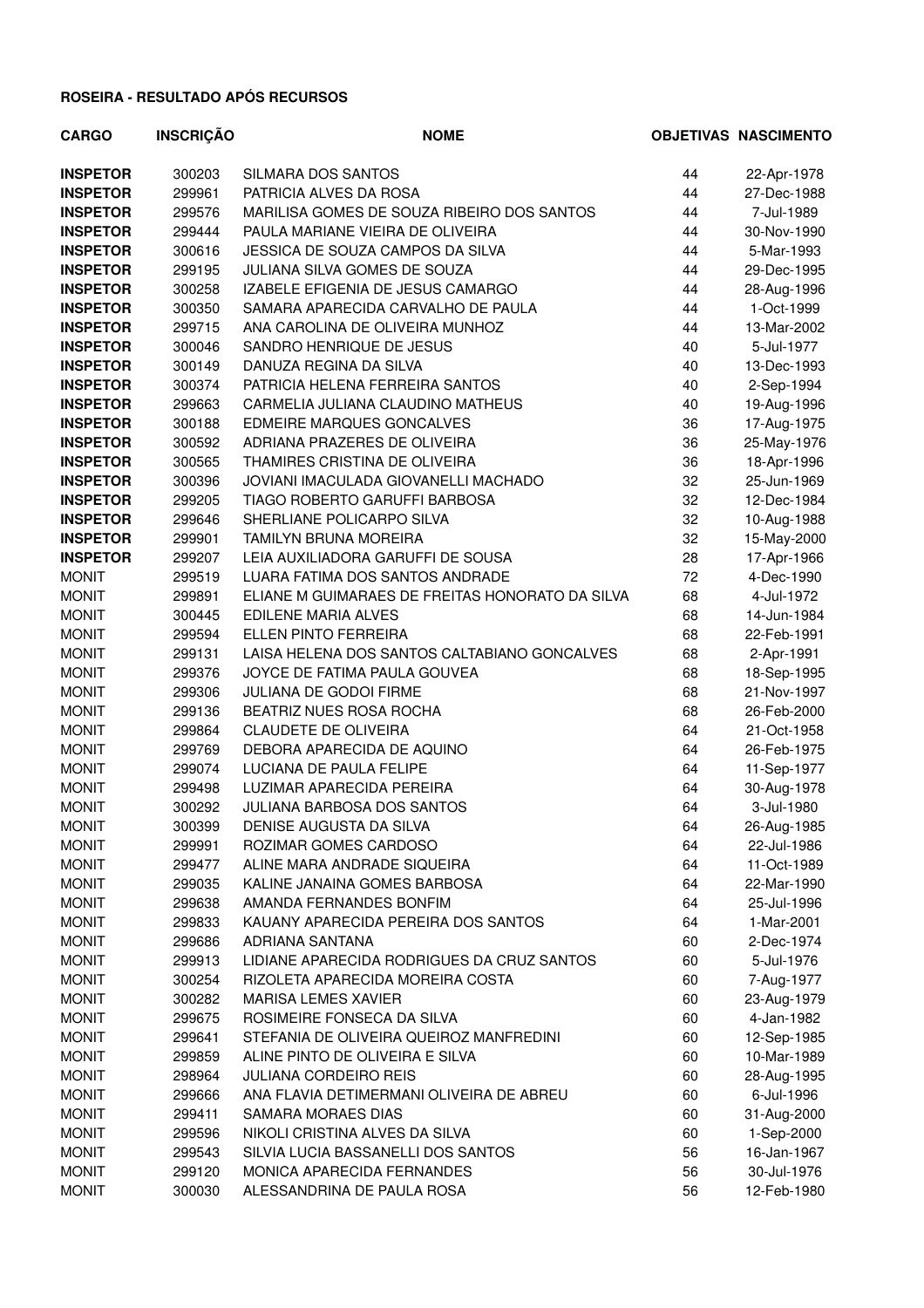**ROSEIRA - RESULTADO APÓS RECURSOS**

| CARGO | INSCRIÇÃO | NOME | OBJETIVAS | NASCIMENTO |
|---|---|---|---|---|
| **INSPETOR** | 300203 | SILMARA DOS SANTOS | 44 | 22-Apr-1978 |
| **INSPETOR** | 299961 | PATRICIA ALVES DA ROSA | 44 | 27-Dec-1988 |
| **INSPETOR** | 299576 | MARILISA GOMES DE SOUZA RIBEIRO DOS SANTOS | 44 | 7-Jul-1989 |
| **INSPETOR** | 299444 | PAULA MARIANE VIEIRA DE OLIVEIRA | 44 | 30-Nov-1990 |
| **INSPETOR** | 300616 | JESSICA DE SOUZA CAMPOS DA SILVA | 44 | 5-Mar-1993 |
| **INSPETOR** | 299195 | JULIANA SILVA GOMES DE SOUZA | 44 | 29-Dec-1995 |
| **INSPETOR** | 300258 | IZABELE EFIGENIA DE JESUS CAMARGO | 44 | 28-Aug-1996 |
| **INSPETOR** | 300350 | SAMARA APARECIDA CARVALHO DE PAULA | 44 | 1-Oct-1999 |
| **INSPETOR** | 299715 | ANA CAROLINA DE OLIVEIRA MUNHOZ | 44 | 13-Mar-2002 |
| **INSPETOR** | 300046 | SANDRO HENRIQUE DE JESUS | 40 | 5-Jul-1977 |
| **INSPETOR** | 300149 | DANUZA REGINA DA SILVA | 40 | 13-Dec-1993 |
| **INSPETOR** | 300374 | PATRICIA HELENA FERREIRA SANTOS | 40 | 2-Sep-1994 |
| **INSPETOR** | 299663 | CARMELIA JULIANA CLAUDINO MATHEUS | 40 | 19-Aug-1996 |
| **INSPETOR** | 300188 | EDMEIRE MARQUES GONCALVES | 36 | 17-Aug-1975 |
| **INSPETOR** | 300592 | ADRIANA PRAZERES DE OLIVEIRA | 36 | 25-May-1976 |
| **INSPETOR** | 300565 | THAMIRES CRISTINA DE OLIVEIRA | 36 | 18-Apr-1996 |
| **INSPETOR** | 300396 | JOVIANI IMACULADA GIOVANELLI MACHADO | 32 | 25-Jun-1969 |
| **INSPETOR** | 299205 | TIAGO ROBERTO GARUFFI BARBOSA | 32 | 12-Dec-1984 |
| **INSPETOR** | 299646 | SHERLIANE POLICARPO SILVA | 32 | 10-Aug-1988 |
| **INSPETOR** | 299901 | TAMILYN BRUNA MOREIRA | 32 | 15-May-2000 |
| **INSPETOR** | 299207 | LEIA AUXILIADORA GARUFFI DE SOUSA | 28 | 17-Apr-1966 |
| MONIT | 299519 | LUARA FATIMA DOS SANTOS ANDRADE | 72 | 4-Dec-1990 |
| MONIT | 299891 | ELIANE M GUIMARAES DE FREITAS HONORATO DA SILVA | 68 | 4-Jul-1972 |
| MONIT | 300445 | EDILENE MARIA ALVES | 68 | 14-Jun-1984 |
| MONIT | 299594 | ELLEN PINTO FERREIRA | 68 | 22-Feb-1991 |
| MONIT | 299131 | LAISA HELENA DOS SANTOS CALTABIANO GONCALVES | 68 | 2-Apr-1991 |
| MONIT | 299376 | JOYCE DE FATIMA PAULA GOUVEA | 68 | 18-Sep-1995 |
| MONIT | 299306 | JULIANA DE GODOI FIRME | 68 | 21-Nov-1997 |
| MONIT | 299136 | BEATRIZ NUES ROSA ROCHA | 68 | 26-Feb-2000 |
| MONIT | 299864 | CLAUDETE DE OLIVEIRA | 64 | 21-Oct-1958 |
| MONIT | 299769 | DEBORA APARECIDA DE AQUINO | 64 | 26-Feb-1975 |
| MONIT | 299074 | LUCIANA DE PAULA FELIPE | 64 | 11-Sep-1977 |
| MONIT | 299498 | LUZIMAR APARECIDA PEREIRA | 64 | 30-Aug-1978 |
| MONIT | 300292 | JULIANA BARBOSA DOS SANTOS | 64 | 3-Jul-1980 |
| MONIT | 300399 | DENISE AUGUSTA DA SILVA | 64 | 26-Aug-1985 |
| MONIT | 299991 | ROZIMAR GOMES CARDOSO | 64 | 22-Jul-1986 |
| MONIT | 299477 | ALINE MARA ANDRADE SIQUEIRA | 64 | 11-Oct-1989 |
| MONIT | 299035 | KALINE JANAINA GOMES BARBOSA | 64 | 22-Mar-1990 |
| MONIT | 299638 | AMANDA FERNANDES BONFIM | 64 | 25-Jul-1996 |
| MONIT | 299833 | KAUANY APARECIDA PEREIRA DOS SANTOS | 64 | 1-Mar-2001 |
| MONIT | 299686 | ADRIANA SANTANA | 60 | 2-Dec-1974 |
| MONIT | 299913 | LIDIANE APARECIDA RODRIGUES DA CRUZ SANTOS | 60 | 5-Jul-1976 |
| MONIT | 300254 | RIZOLETA APARECIDA MOREIRA COSTA | 60 | 7-Aug-1977 |
| MONIT | 300282 | MARISA LEMES XAVIER | 60 | 23-Aug-1979 |
| MONIT | 299675 | ROSIMEIRE FONSECA DA SILVA | 60 | 4-Jan-1982 |
| MONIT | 299641 | STEFANIA DE OLIVEIRA QUEIROZ MANFREDINI | 60 | 12-Sep-1985 |
| MONIT | 299859 | ALINE PINTO DE OLIVEIRA E SILVA | 60 | 10-Mar-1989 |
| MONIT | 298964 | JULIANA CORDEIRO REIS | 60 | 28-Aug-1995 |
| MONIT | 299666 | ANA FLAVIA DETIMERMANI OLIVEIRA DE ABREU | 60 | 6-Jul-1996 |
| MONIT | 299411 | SAMARA MORAES DIAS | 60 | 31-Aug-2000 |
| MONIT | 299596 | NIKOLI CRISTINA ALVES DA SILVA | 60 | 1-Sep-2000 |
| MONIT | 299543 | SILVIA LUCIA BASSANELLI DOS SANTOS | 56 | 16-Jan-1967 |
| MONIT | 299120 | MONICA APARECIDA FERNANDES | 56 | 30-Jul-1976 |
| MONIT | 300030 | ALESSANDRINA DE PAULA ROSA | 56 | 12-Feb-1980 |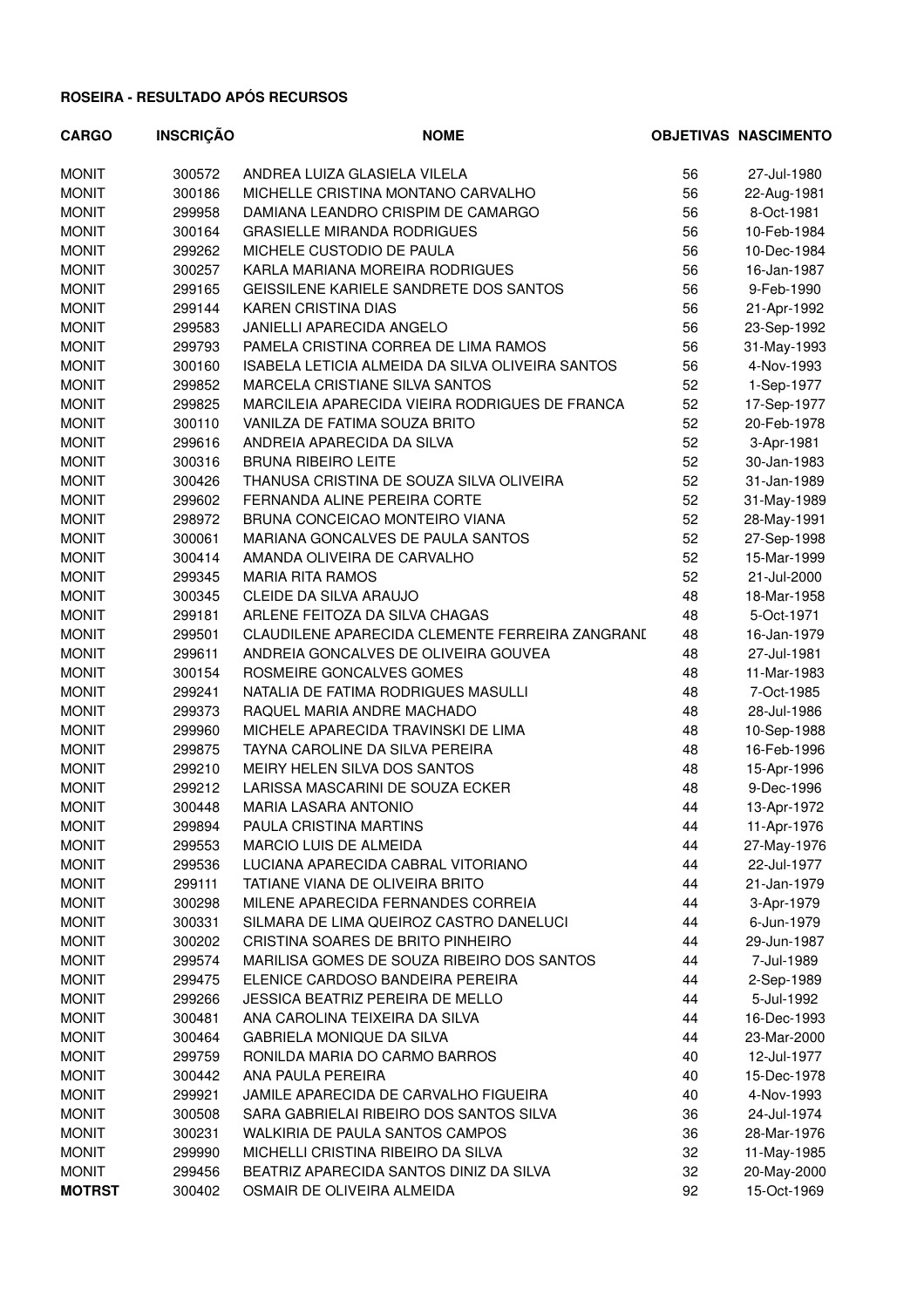**ROSEIRA - RESULTADO APÓS RECURSOS**

| CARGO | INSCRIÇÃO | NOME | OBJETIVAS | NASCIMENTO |
|---|---|---|---|---|
| MONIT | 300572 | ANDREA LUIZA GLASIELA VILELA | 56 | 27-Jul-1980 |
| MONIT | 300186 | MICHELLE CRISTINA MONTANO CARVALHO | 56 | 22-Aug-1981 |
| MONIT | 299958 | DAMIANA LEANDRO CRISPIM DE CAMARGO | 56 | 8-Oct-1981 |
| MONIT | 300164 | GRASIELLE MIRANDA RODRIGUES | 56 | 10-Feb-1984 |
| MONIT | 299262 | MICHELE CUSTODIO DE PAULA | 56 | 10-Dec-1984 |
| MONIT | 300257 | KARLA MARIANA MOREIRA RODRIGUES | 56 | 16-Jan-1987 |
| MONIT | 299165 | GEISSILENE KARIELE SANDRETE DOS SANTOS | 56 | 9-Feb-1990 |
| MONIT | 299144 | KAREN CRISTINA DIAS | 56 | 21-Apr-1992 |
| MONIT | 299583 | JANIELLI APARECIDA ANGELO | 56 | 23-Sep-1992 |
| MONIT | 299793 | PAMELA CRISTINA CORREA DE LIMA RAMOS | 56 | 31-May-1993 |
| MONIT | 300160 | ISABELA LETICIA ALMEIDA DA SILVA OLIVEIRA SANTOS | 56 | 4-Nov-1993 |
| MONIT | 299852 | MARCELA CRISTIANE SILVA SANTOS | 52 | 1-Sep-1977 |
| MONIT | 299825 | MARCILEIA APARECIDA VIEIRA RODRIGUES DE FRANCA | 52 | 17-Sep-1977 |
| MONIT | 300110 | VANILZA DE FATIMA SOUZA BRITO | 52 | 20-Feb-1978 |
| MONIT | 299616 | ANDREIA APARECIDA DA SILVA | 52 | 3-Apr-1981 |
| MONIT | 300316 | BRUNA RIBEIRO LEITE | 52 | 30-Jan-1983 |
| MONIT | 300426 | THANUSA CRISTINA DE SOUZA SILVA OLIVEIRA | 52 | 31-Jan-1989 |
| MONIT | 299602 | FERNANDA ALINE PEREIRA CORTE | 52 | 31-May-1989 |
| MONIT | 298972 | BRUNA CONCEICAO MONTEIRO VIANA | 52 | 28-May-1991 |
| MONIT | 300061 | MARIANA GONCALVES DE PAULA SANTOS | 52 | 27-Sep-1998 |
| MONIT | 300414 | AMANDA OLIVEIRA DE CARVALHO | 52 | 15-Mar-1999 |
| MONIT | 299345 | MARIA RITA RAMOS | 52 | 21-Jul-2000 |
| MONIT | 300345 | CLEIDE DA SILVA ARAUJO | 48 | 18-Mar-1958 |
| MONIT | 299181 | ARLENE FEITOZA DA SILVA CHAGAS | 48 | 5-Oct-1971 |
| MONIT | 299501 | CLAUDILENE APARECIDA CLEMENTE FERREIRA ZANGRANI | 48 | 16-Jan-1979 |
| MONIT | 299611 | ANDREIA GONCALVES DE OLIVEIRA GOUVEA | 48 | 27-Jul-1981 |
| MONIT | 300154 | ROSMEIRE GONCALVES GOMES | 48 | 11-Mar-1983 |
| MONIT | 299241 | NATALIA DE FATIMA RODRIGUES MASULLI | 48 | 7-Oct-1985 |
| MONIT | 299373 | RAQUEL MARIA ANDRE MACHADO | 48 | 28-Jul-1986 |
| MONIT | 299960 | MICHELE APARECIDA TRAVINSKI DE LIMA | 48 | 10-Sep-1988 |
| MONIT | 299875 | TAYNA CAROLINE DA SILVA PEREIRA | 48 | 16-Feb-1996 |
| MONIT | 299210 | MEIRY HELEN SILVA DOS SANTOS | 48 | 15-Apr-1996 |
| MONIT | 299212 | LARISSA MASCARINI DE SOUZA ECKER | 48 | 9-Dec-1996 |
| MONIT | 300448 | MARIA LASARA ANTONIO | 44 | 13-Apr-1972 |
| MONIT | 299894 | PAULA CRISTINA MARTINS | 44 | 11-Apr-1976 |
| MONIT | 299553 | MARCIO LUIS DE ALMEIDA | 44 | 27-May-1976 |
| MONIT | 299536 | LUCIANA APARECIDA CABRAL VITORIANO | 44 | 22-Jul-1977 |
| MONIT | 299111 | TATIANE VIANA DE OLIVEIRA BRITO | 44 | 21-Jan-1979 |
| MONIT | 300298 | MILENE APARECIDA FERNANDES CORREIA | 44 | 3-Apr-1979 |
| MONIT | 300331 | SILMARA DE LIMA QUEIROZ CASTRO DANELUCI | 44 | 6-Jun-1979 |
| MONIT | 300202 | CRISTINA SOARES DE BRITO PINHEIRO | 44 | 29-Jun-1987 |
| MONIT | 299574 | MARILISA GOMES DE SOUZA RIBEIRO DOS SANTOS | 44 | 7-Jul-1989 |
| MONIT | 299475 | ELENICE CARDOSO BANDEIRA PEREIRA | 44 | 2-Sep-1989 |
| MONIT | 299266 | JESSICA BEATRIZ PEREIRA DE MELLO | 44 | 5-Jul-1992 |
| MONIT | 300481 | ANA CAROLINA TEIXEIRA DA SILVA | 44 | 16-Dec-1993 |
| MONIT | 300464 | GABRIELA MONIQUE DA SILVA | 44 | 23-Mar-2000 |
| MONIT | 299759 | RONILDA MARIA DO CARMO BARROS | 40 | 12-Jul-1977 |
| MONIT | 300442 | ANA PAULA PEREIRA | 40 | 15-Dec-1978 |
| MONIT | 299921 | JAMILE APARECIDA DE CARVALHO FIGUEIRA | 40 | 4-Nov-1993 |
| MONIT | 300508 | SARA GABRIELAI RIBEIRO DOS SANTOS SILVA | 36 | 24-Jul-1974 |
| MONIT | 300231 | WALKIRIA DE PAULA SANTOS CAMPOS | 36 | 28-Mar-1976 |
| MONIT | 299990 | MICHELLI CRISTINA RIBEIRO DA SILVA | 32 | 11-May-1985 |
| MONIT | 299456 | BEATRIZ APARECIDA SANTOS DINIZ DA SILVA | 32 | 20-May-2000 |
| **MOTRST** | 300402 | OSMAIR DE OLIVEIRA ALMEIDA | 92 | 15-Oct-1969 |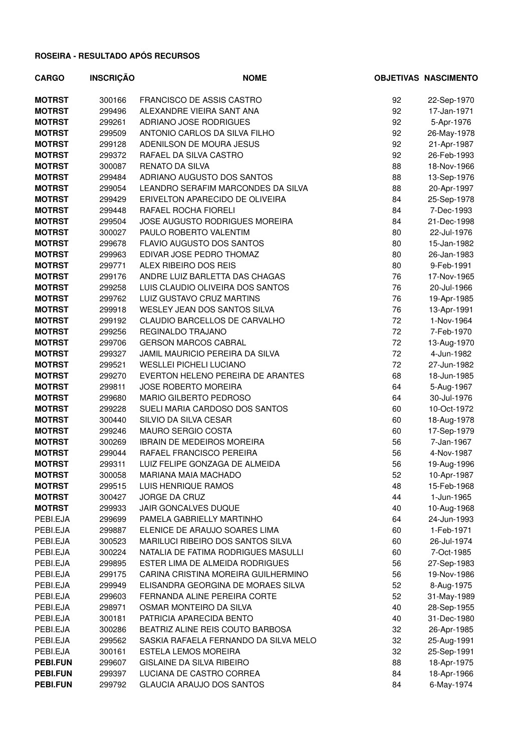**ROSEIRA - RESULTADO APÓS RECURSOS**

| CARGO | INSCRIÇÃO | NOME | OBJETIVAS | NASCIMENTO |
|---|---|---|---|---|
| **MOTRST** | 300166 | FRANCISCO DE ASSIS CASTRO | 92 | 22-Sep-1970 |
| **MOTRST** | 299496 | ALEXANDRE VIEIRA SANT ANA | 92 | 17-Jan-1971 |
| **MOTRST** | 299261 | ADRIANO JOSE RODRIGUES | 92 | 5-Apr-1976 |
| **MOTRST** | 299509 | ANTONIO CARLOS DA SILVA FILHO | 92 | 26-May-1978 |
| **MOTRST** | 299128 | ADENILSON DE MOURA JESUS | 92 | 21-Apr-1987 |
| **MOTRST** | 299372 | RAFAEL DA SILVA CASTRO | 92 | 26-Feb-1993 |
| **MOTRST** | 300087 | RENATO DA SILVA | 88 | 18-Nov-1966 |
| **MOTRST** | 299484 | ADRIANO AUGUSTO DOS SANTOS | 88 | 13-Sep-1976 |
| **MOTRST** | 299054 | LEANDRO SERAFIM MARCONDES DA SILVA | 88 | 20-Apr-1997 |
| **MOTRST** | 299429 | ERIVELTON APARECIDO DE OLIVEIRA | 84 | 25-Sep-1978 |
| **MOTRST** | 299448 | RAFAEL ROCHA FIORELI | 84 | 7-Dec-1993 |
| **MOTRST** | 299504 | JOSE AUGUSTO RODRIGUES MOREIRA | 84 | 21-Dec-1998 |
| **MOTRST** | 300027 | PAULO ROBERTO VALENTIM | 80 | 22-Jul-1976 |
| **MOTRST** | 299678 | FLAVIO AUGUSTO DOS SANTOS | 80 | 15-Jan-1982 |
| **MOTRST** | 299963 | EDIVAR JOSE PEDRO THOMAZ | 80 | 26-Jan-1983 |
| **MOTRST** | 299771 | ALEX RIBEIRO DOS REIS | 80 | 9-Feb-1991 |
| **MOTRST** | 299176 | ANDRE LUIZ BARLETTA DAS CHAGAS | 76 | 17-Nov-1965 |
| **MOTRST** | 299258 | LUIS CLAUDIO OLIVEIRA DOS SANTOS | 76 | 20-Jul-1966 |
| **MOTRST** | 299762 | LUIZ GUSTAVO CRUZ MARTINS | 76 | 19-Apr-1985 |
| **MOTRST** | 299918 | WESLEY JEAN DOS SANTOS SILVA | 76 | 13-Apr-1991 |
| **MOTRST** | 299192 | CLAUDIO BARCELLOS DE CARVALHO | 72 | 1-Nov-1964 |
| **MOTRST** | 299256 | REGINALDO TRAJANO | 72 | 7-Feb-1970 |
| **MOTRST** | 299706 | GERSON MARCOS CABRAL | 72 | 13-Aug-1970 |
| **MOTRST** | 299327 | JAMIL MAURICIO PEREIRA DA SILVA | 72 | 4-Jun-1982 |
| **MOTRST** | 299521 | WESLLEI PICHELI LUCIANO | 72 | 27-Jun-1982 |
| **MOTRST** | 299270 | EVERTON HELENO PEREIRA DE ARANTES | 68 | 18-Jun-1985 |
| **MOTRST** | 299811 | JOSE ROBERTO MOREIRA | 64 | 5-Aug-1967 |
| **MOTRST** | 299680 | MARIO GILBERTO PEDROSO | 64 | 30-Jul-1976 |
| **MOTRST** | 299228 | SUELI MARIA CARDOSO DOS SANTOS | 60 | 10-Oct-1972 |
| **MOTRST** | 300440 | SILVIO DA SILVA CESAR | 60 | 18-Aug-1978 |
| **MOTRST** | 299246 | MAURO SERGIO COSTA | 60 | 17-Sep-1979 |
| **MOTRST** | 300269 | IBRAIN DE MEDEIROS MOREIRA | 56 | 7-Jan-1967 |
| **MOTRST** | 299044 | RAFAEL FRANCISCO PEREIRA | 56 | 4-Nov-1987 |
| **MOTRST** | 299311 | LUIZ FELIPE GONZAGA DE ALMEIDA | 56 | 19-Aug-1996 |
| **MOTRST** | 300058 | MARIANA MAIA MACHADO | 52 | 10-Apr-1987 |
| **MOTRST** | 299515 | LUIS HENRIQUE RAMOS | 48 | 15-Feb-1968 |
| **MOTRST** | 300427 | JORGE DA CRUZ | 44 | 1-Jun-1965 |
| **MOTRST** | 299933 | JAIR GONCALVES DUQUE | 40 | 10-Aug-1968 |
| PEBI.EJA | 299699 | PAMELA GABRIELLY MARTINHO | 64 | 24-Jun-1993 |
| PEBI.EJA | 299887 | ELENICE DE ARAUJO SOARES LIMA | 60 | 1-Feb-1971 |
| PEBI.EJA | 300523 | MARILUCI RIBEIRO DOS SANTOS SILVA | 60 | 26-Jul-1974 |
| PEBI.EJA | 300224 | NATALIA DE FATIMA RODRIGUES MASULLI | 60 | 7-Oct-1985 |
| PEBI.EJA | 299895 | ESTER LIMA DE ALMEIDA RODRIGUES | 56 | 27-Sep-1983 |
| PEBI.EJA | 299175 | CARINA CRISTINA MOREIRA GUILHERMINO | 56 | 19-Nov-1986 |
| PEBI.EJA | 299949 | ELISANDRA GEORGINA DE MORAES SILVA | 52 | 8-Aug-1975 |
| PEBI.EJA | 299603 | FERNANDA ALINE PEREIRA CORTE | 52 | 31-May-1989 |
| PEBI.EJA | 298971 | OSMAR MONTEIRO DA SILVA | 40 | 28-Sep-1955 |
| PEBI.EJA | 300181 | PATRICIA APARECIDA BENTO | 40 | 31-Dec-1980 |
| PEBI.EJA | 300286 | BEATRIZ ALINE REIS COUTO BARBOSA | 32 | 26-Apr-1985 |
| PEBI.EJA | 299562 | SASKIA RAFAELA FERNANDO DA SILVA MELO | 32 | 25-Aug-1991 |
| PEBI.EJA | 300161 | ESTELA LEMOS MOREIRA | 32 | 25-Sep-1991 |
| **PEBI.FUN** | 299607 | GISLAINE DA SILVA RIBEIRO | 88 | 18-Apr-1975 |
| **PEBI.FUN** | 299397 | LUCIANA DE CASTRO CORREA | 84 | 18-Apr-1966 |
| **PEBI.FUN** | 299792 | GLAUCIA ARAUJO DOS SANTOS | 84 | 6-May-1974 |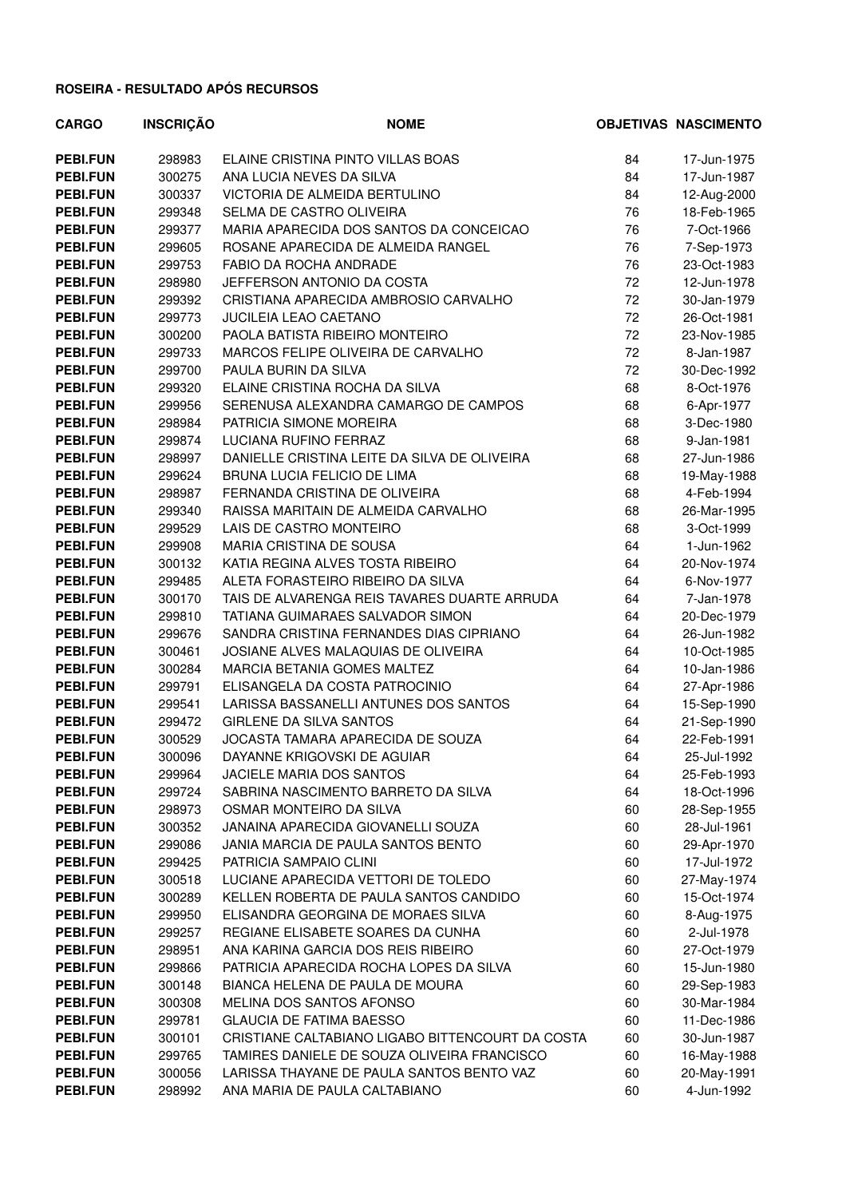**ROSEIRA - RESULTADO APÓS RECURSOS**

| CARGO | INSCRIÇÃO | NOME | OBJETIVAS | NASCIMENTO |
|---|---|---|---|---|
| PEBI.FUN | 298983 | ELAINE CRISTINA PINTO VILLAS BOAS | 84 | 17-Jun-1975 |
| PEBI.FUN | 300275 | ANA LUCIA NEVES DA SILVA | 84 | 17-Jun-1987 |
| PEBI.FUN | 300337 | VICTORIA DE ALMEIDA BERTULINO | 84 | 12-Aug-2000 |
| PEBI.FUN | 299348 | SELMA DE CASTRO OLIVEIRA | 76 | 18-Feb-1965 |
| PEBI.FUN | 299377 | MARIA APARECIDA DOS SANTOS DA CONCEICAO | 76 | 7-Oct-1966 |
| PEBI.FUN | 299605 | ROSANE APARECIDA DE ALMEIDA RANGEL | 76 | 7-Sep-1973 |
| PEBI.FUN | 299753 | FABIO DA ROCHA ANDRADE | 76 | 23-Oct-1983 |
| PEBI.FUN | 298980 | JEFFERSON ANTONIO DA COSTA | 72 | 12-Jun-1978 |
| PEBI.FUN | 299392 | CRISTIANA APARECIDA AMBROSIO CARVALHO | 72 | 30-Jan-1979 |
| PEBI.FUN | 299773 | JUCILEIA LEAO CAETANO | 72 | 26-Oct-1981 |
| PEBI.FUN | 300200 | PAOLA BATISTA RIBEIRO MONTEIRO | 72 | 23-Nov-1985 |
| PEBI.FUN | 299733 | MARCOS FELIPE OLIVEIRA DE CARVALHO | 72 | 8-Jan-1987 |
| PEBI.FUN | 299700 | PAULA BURIN DA SILVA | 72 | 30-Dec-1992 |
| PEBI.FUN | 299320 | ELAINE CRISTINA ROCHA DA SILVA | 68 | 8-Oct-1976 |
| PEBI.FUN | 299956 | SERENUSA ALEXANDRA CAMARGO DE CAMPOS | 68 | 6-Apr-1977 |
| PEBI.FUN | 298984 | PATRICIA SIMONE MOREIRA | 68 | 3-Dec-1980 |
| PEBI.FUN | 299874 | LUCIANA RUFINO FERRAZ | 68 | 9-Jan-1981 |
| PEBI.FUN | 298997 | DANIELLE CRISTINA LEITE DA SILVA DE OLIVEIRA | 68 | 27-Jun-1986 |
| PEBI.FUN | 299624 | BRUNA LUCIA FELICIO DE LIMA | 68 | 19-May-1988 |
| PEBI.FUN | 298987 | FERNANDA CRISTINA DE OLIVEIRA | 68 | 4-Feb-1994 |
| PEBI.FUN | 299340 | RAISSA MARITAIN DE ALMEIDA CARVALHO | 68 | 26-Mar-1995 |
| PEBI.FUN | 299529 | LAIS DE CASTRO MONTEIRO | 68 | 3-Oct-1999 |
| PEBI.FUN | 299908 | MARIA CRISTINA DE SOUSA | 64 | 1-Jun-1962 |
| PEBI.FUN | 300132 | KATIA REGINA ALVES TOSTA RIBEIRO | 64 | 20-Nov-1974 |
| PEBI.FUN | 299485 | ALETA FORASTEIRO RIBEIRO DA SILVA | 64 | 6-Nov-1977 |
| PEBI.FUN | 300170 | TAIS DE ALVARENGA REIS TAVARES DUARTE ARRUDA | 64 | 7-Jan-1978 |
| PEBI.FUN | 299810 | TATIANA GUIMARAES SALVADOR SIMON | 64 | 20-Dec-1979 |
| PEBI.FUN | 299676 | SANDRA CRISTINA FERNANDES DIAS CIPRIANO | 64 | 26-Jun-1982 |
| PEBI.FUN | 300461 | JOSIANE ALVES MALAQUIAS DE OLIVEIRA | 64 | 10-Oct-1985 |
| PEBI.FUN | 300284 | MARCIA BETANIA GOMES MALTEZ | 64 | 10-Jan-1986 |
| PEBI.FUN | 299791 | ELISANGELA DA COSTA PATROCINIO | 64 | 27-Apr-1986 |
| PEBI.FUN | 299541 | LARISSA BASSANELLI ANTUNES DOS SANTOS | 64 | 15-Sep-1990 |
| PEBI.FUN | 299472 | GIRLENE DA SILVA SANTOS | 64 | 21-Sep-1990 |
| PEBI.FUN | 300529 | JOCASTA TAMARA APARECIDA DE SOUZA | 64 | 22-Feb-1991 |
| PEBI.FUN | 300096 | DAYANNE KRIGOVSKI DE AGUIAR | 64 | 25-Jul-1992 |
| PEBI.FUN | 299964 | JACIELE MARIA DOS SANTOS | 64 | 25-Feb-1993 |
| PEBI.FUN | 299724 | SABRINA NASCIMENTO BARRETO DA SILVA | 64 | 18-Oct-1996 |
| PEBI.FUN | 298973 | OSMAR MONTEIRO DA SILVA | 60 | 28-Sep-1955 |
| PEBI.FUN | 300352 | JANAINA APARECIDA GIOVANELLI SOUZA | 60 | 28-Jul-1961 |
| PEBI.FUN | 299086 | JANIA MARCIA DE PAULA SANTOS BENTO | 60 | 29-Apr-1970 |
| PEBI.FUN | 299425 | PATRICIA SAMPAIO CLINI | 60 | 17-Jul-1972 |
| PEBI.FUN | 300518 | LUCIANE APARECIDA VETTORI DE TOLEDO | 60 | 27-May-1974 |
| PEBI.FUN | 300289 | KELLEN ROBERTA DE PAULA SANTOS CANDIDO | 60 | 15-Oct-1974 |
| PEBI.FUN | 299950 | ELISANDRA GEORGINA DE MORAES SILVA | 60 | 8-Aug-1975 |
| PEBI.FUN | 299257 | REGIANE ELISABETE SOARES DA CUNHA | 60 | 2-Jul-1978 |
| PEBI.FUN | 298951 | ANA KARINA GARCIA DOS REIS RIBEIRO | 60 | 27-Oct-1979 |
| PEBI.FUN | 299866 | PATRICIA APARECIDA ROCHA LOPES DA SILVA | 60 | 15-Jun-1980 |
| PEBI.FUN | 300148 | BIANCA HELENA DE PAULA DE MOURA | 60 | 29-Sep-1983 |
| PEBI.FUN | 300308 | MELINA DOS SANTOS AFONSO | 60 | 30-Mar-1984 |
| PEBI.FUN | 299781 | GLAUCIA DE FATIMA BAESSO | 60 | 11-Dec-1986 |
| PEBI.FUN | 300101 | CRISTIANE CALTABIANO LIGABO BITTENCOURT DA COSTA | 60 | 30-Jun-1987 |
| PEBI.FUN | 299765 | TAMIRES DANIELE DE SOUZA OLIVEIRA FRANCISCO | 60 | 16-May-1988 |
| PEBI.FUN | 300056 | LARISSA THAYANE DE PAULA SANTOS BENTO VAZ | 60 | 20-May-1991 |
| PEBI.FUN | 298992 | ANA MARIA DE PAULA CALTABIANO | 60 | 4-Jun-1992 |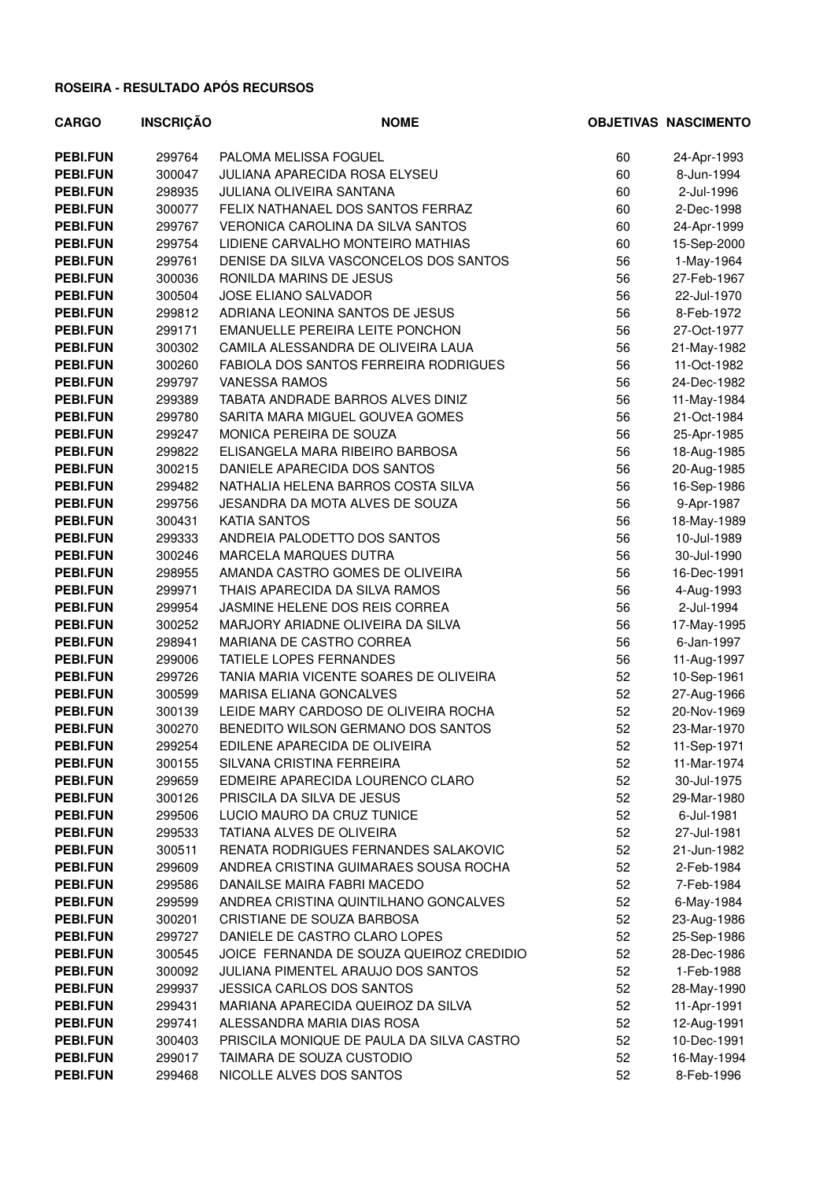**ROSEIRA - RESULTADO APÓS RECURSOS**

| CARGO | INSCRIÇÃO | NOME | OBJETIVAS | NASCIMENTO |
|---|---|---|---|---|
| **PEBI.FUN** | 299764 | PALOMA MELISSA FOGUEL | 60 | 24-Apr-1993 |
| **PEBI.FUN** | 300047 | JULIANA APARECIDA ROSA ELYSEU | 60 | 8-Jun-1994 |
| **PEBI.FUN** | 298935 | JULIANA OLIVEIRA SANTANA | 60 | 2-Jul-1996 |
| **PEBI.FUN** | 300077 | FELIX NATHANAEL DOS SANTOS FERRAZ | 60 | 2-Dec-1998 |
| **PEBI.FUN** | 299767 | VERONICA CAROLINA DA SILVA SANTOS | 60 | 24-Apr-1999 |
| **PEBI.FUN** | 299754 | LIDIENE CARVALHO MONTEIRO MATHIAS | 60 | 15-Sep-2000 |
| **PEBI.FUN** | 299761 | DENISE DA SILVA VASCONCELOS DOS SANTOS | 56 | 1-May-1964 |
| **PEBI.FUN** | 300036 | RONILDA MARINS DE JESUS | 56 | 27-Feb-1967 |
| **PEBI.FUN** | 300504 | JOSE ELIANO SALVADOR | 56 | 22-Jul-1970 |
| **PEBI.FUN** | 299812 | ADRIANA LEONINA SANTOS DE JESUS | 56 | 8-Feb-1972 |
| **PEBI.FUN** | 299171 | EMANUELLE PEREIRA LEITE PONCHON | 56 | 27-Oct-1977 |
| **PEBI.FUN** | 300302 | CAMILA ALESSANDRA DE OLIVEIRA LAUA | 56 | 21-May-1982 |
| **PEBI.FUN** | 300260 | FABIOLA DOS SANTOS FERREIRA RODRIGUES | 56 | 11-Oct-1982 |
| **PEBI.FUN** | 299797 | VANESSA RAMOS | 56 | 24-Dec-1982 |
| **PEBI.FUN** | 299389 | TABATA ANDRADE BARROS ALVES DINIZ | 56 | 11-May-1984 |
| **PEBI.FUN** | 299780 | SARITA MARA MIGUEL GOUVEA GOMES | 56 | 21-Oct-1984 |
| **PEBI.FUN** | 299247 | MONICA PEREIRA DE SOUZA | 56 | 25-Apr-1985 |
| **PEBI.FUN** | 299822 | ELISANGELA MARA RIBEIRO BARBOSA | 56 | 18-Aug-1985 |
| **PEBI.FUN** | 300215 | DANIELE APARECIDA DOS SANTOS | 56 | 20-Aug-1985 |
| **PEBI.FUN** | 299482 | NATHALIA HELENA BARROS COSTA SILVA | 56 | 16-Sep-1986 |
| **PEBI.FUN** | 299756 | JESANDRA DA MOTA ALVES DE SOUZA | 56 | 9-Apr-1987 |
| **PEBI.FUN** | 300431 | KATIA SANTOS | 56 | 18-May-1989 |
| **PEBI.FUN** | 299333 | ANDREIA PALODETTO DOS SANTOS | 56 | 10-Jul-1989 |
| **PEBI.FUN** | 300246 | MARCELA MARQUES DUTRA | 56 | 30-Jul-1990 |
| **PEBI.FUN** | 298955 | AMANDA CASTRO GOMES DE OLIVEIRA | 56 | 16-Dec-1991 |
| **PEBI.FUN** | 299971 | THAIS APARECIDA DA SILVA RAMOS | 56 | 4-Aug-1993 |
| **PEBI.FUN** | 299954 | JASMINE HELENE DOS REIS CORREA | 56 | 2-Jul-1994 |
| **PEBI.FUN** | 300252 | MARJORY ARIADNE OLIVEIRA DA SILVA | 56 | 17-May-1995 |
| **PEBI.FUN** | 298941 | MARIANA DE CASTRO CORREA | 56 | 6-Jan-1997 |
| **PEBI.FUN** | 299006 | TATIELE LOPES FERNANDES | 56 | 11-Aug-1997 |
| **PEBI.FUN** | 299726 | TANIA MARIA VICENTE SOARES DE OLIVEIRA | 52 | 10-Sep-1961 |
| **PEBI.FUN** | 300599 | MARISA ELIANA GONCALVES | 52 | 27-Aug-1966 |
| **PEBI.FUN** | 300139 | LEIDE MARY CARDOSO DE OLIVEIRA ROCHA | 52 | 20-Nov-1969 |
| **PEBI.FUN** | 300270 | BENEDITO WILSON GERMANO DOS SANTOS | 52 | 23-Mar-1970 |
| **PEBI.FUN** | 299254 | EDILENE APARECIDA DE OLIVEIRA | 52 | 11-Sep-1971 |
| **PEBI.FUN** | 300155 | SILVANA CRISTINA FERREIRA | 52 | 11-Mar-1974 |
| **PEBI.FUN** | 299659 | EDMEIRE APARECIDA LOURENCO CLARO | 52 | 30-Jul-1975 |
| **PEBI.FUN** | 300126 | PRISCILA DA SILVA DE JESUS | 52 | 29-Mar-1980 |
| **PEBI.FUN** | 299506 | LUCIO MAURO DA CRUZ TUNICE | 52 | 6-Jul-1981 |
| **PEBI.FUN** | 299533 | TATIANA ALVES DE OLIVEIRA | 52 | 27-Jul-1981 |
| **PEBI.FUN** | 300511 | RENATA RODRIGUES FERNANDES SALAKOVIC | 52 | 21-Jun-1982 |
| **PEBI.FUN** | 299609 | ANDREA CRISTINA GUIMARAES SOUSA ROCHA | 52 | 2-Feb-1984 |
| **PEBI.FUN** | 299586 | DANAILSE MAIRA FABRI MACEDO | 52 | 7-Feb-1984 |
| **PEBI.FUN** | 299599 | ANDREA CRISTINA QUINTILHANO GONCALVES | 52 | 6-May-1984 |
| **PEBI.FUN** | 300201 | CRISTIANE DE SOUZA BARBOSA | 52 | 23-Aug-1986 |
| **PEBI.FUN** | 299727 | DANIELE DE CASTRO CLARO LOPES | 52 | 25-Sep-1986 |
| **PEBI.FUN** | 300545 | JOICE FERNANDA DE SOUZA QUEIROZ CREDIDIO | 52 | 28-Dec-1986 |
| **PEBI.FUN** | 300092 | JULIANA PIMENTEL ARAUJO DOS SANTOS | 52 | 1-Feb-1988 |
| **PEBI.FUN** | 299937 | JESSICA CARLOS DOS SANTOS | 52 | 28-May-1990 |
| **PEBI.FUN** | 299431 | MARIANA APARECIDA QUEIROZ DA SILVA | 52 | 11-Apr-1991 |
| **PEBI.FUN** | 299741 | ALESSANDRA MARIA DIAS ROSA | 52 | 12-Aug-1991 |
| **PEBI.FUN** | 300403 | PRISCILA MONIQUE DE PAULA DA SILVA CASTRO | 52 | 10-Dec-1991 |
| **PEBI.FUN** | 299017 | TAIMARA DE SOUZA CUSTODIO | 52 | 16-May-1994 |
| **PEBI.FUN** | 299468 | NICOLLE ALVES DOS SANTOS | 52 | 8-Feb-1996 |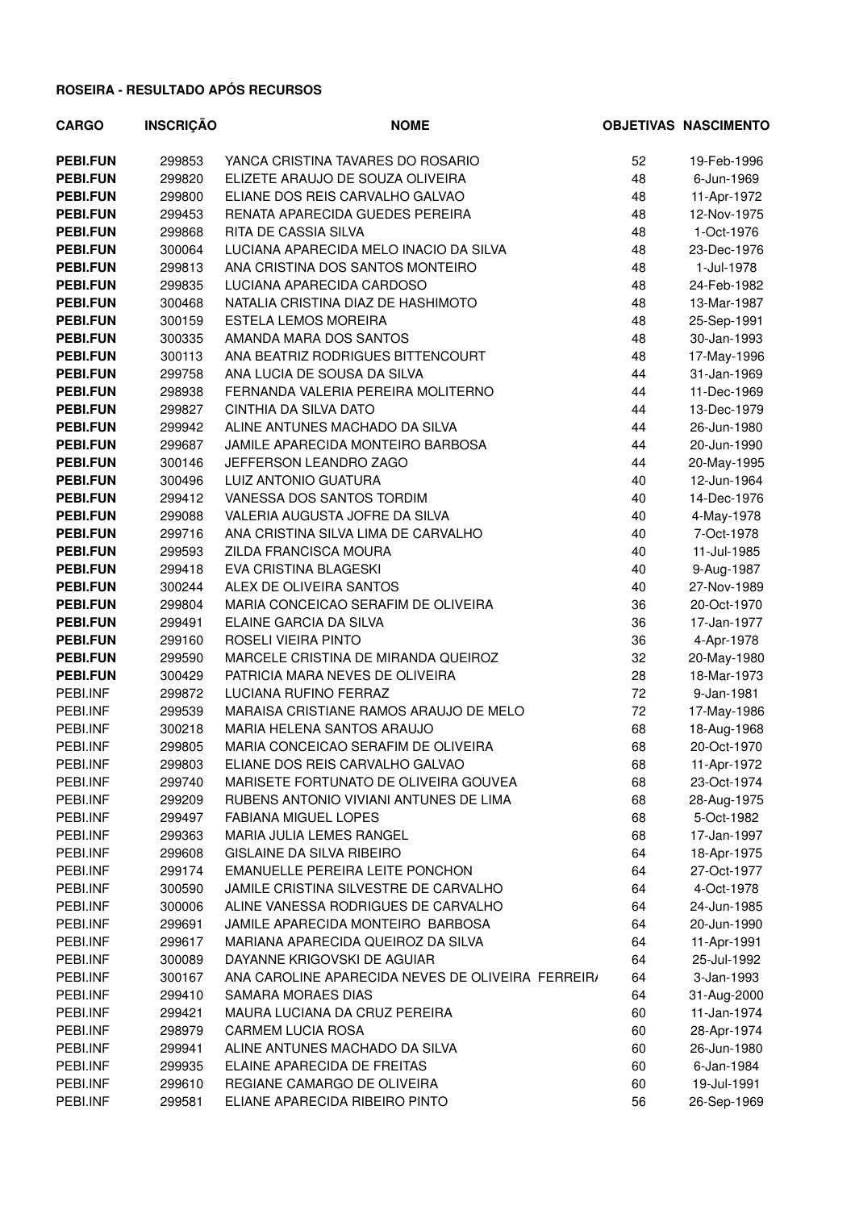**ROSEIRA - RESULTADO APÓS RECURSOS**

| CARGO | INSCRIÇÃO | NOME | OBJETIVAS | NASCIMENTO |
|---|---|---|---|---|
| **PEBI.FUN** | 299853 | YANCA CRISTINA TAVARES DO ROSARIO | 52 | 19-Feb-1996 |
| **PEBI.FUN** | 299820 | ELIZETE ARAUJO DE SOUZA OLIVEIRA | 48 | 6-Jun-1969 |
| **PEBI.FUN** | 299800 | ELIANE DOS REIS CARVALHO GALVAO | 48 | 11-Apr-1972 |
| **PEBI.FUN** | 299453 | RENATA APARECIDA GUEDES PEREIRA | 48 | 12-Nov-1975 |
| **PEBI.FUN** | 299868 | RITA DE CASSIA SILVA | 48 | 1-Oct-1976 |
| **PEBI.FUN** | 300064 | LUCIANA APARECIDA MELO INACIO DA SILVA | 48 | 23-Dec-1976 |
| **PEBI.FUN** | 299813 | ANA CRISTINA DOS SANTOS MONTEIRO | 48 | 1-Jul-1978 |
| **PEBI.FUN** | 299835 | LUCIANA APARECIDA CARDOSO | 48 | 24-Feb-1982 |
| **PEBI.FUN** | 300468 | NATALIA CRISTINA DIAZ DE HASHIMOTO | 48 | 13-Mar-1987 |
| **PEBI.FUN** | 300159 | ESTELA LEMOS MOREIRA | 48 | 25-Sep-1991 |
| **PEBI.FUN** | 300335 | AMANDA MARA DOS SANTOS | 48 | 30-Jan-1993 |
| **PEBI.FUN** | 300113 | ANA BEATRIZ RODRIGUES BITTENCOURT | 48 | 17-May-1996 |
| **PEBI.FUN** | 299758 | ANA LUCIA DE SOUSA DA SILVA | 44 | 31-Jan-1969 |
| **PEBI.FUN** | 298938 | FERNANDA VALERIA PEREIRA MOLITERNO | 44 | 11-Dec-1969 |
| **PEBI.FUN** | 299827 | CINTHIA DA SILVA DATO | 44 | 13-Dec-1979 |
| **PEBI.FUN** | 299942 | ALINE ANTUNES MACHADO DA SILVA | 44 | 26-Jun-1980 |
| **PEBI.FUN** | 299687 | JAMILE APARECIDA MONTEIRO BARBOSA | 44 | 20-Jun-1990 |
| **PEBI.FUN** | 300146 | JEFFERSON LEANDRO ZAGO | 44 | 20-May-1995 |
| **PEBI.FUN** | 300496 | LUIZ ANTONIO GUATURA | 40 | 12-Jun-1964 |
| **PEBI.FUN** | 299412 | VANESSA DOS SANTOS TORDIM | 40 | 14-Dec-1976 |
| **PEBI.FUN** | 299088 | VALERIA AUGUSTA JOFRE DA SILVA | 40 | 4-May-1978 |
| **PEBI.FUN** | 299716 | ANA CRISTINA SILVA LIMA DE CARVALHO | 40 | 7-Oct-1978 |
| **PEBI.FUN** | 299593 | ZILDA FRANCISCA MOURA | 40 | 11-Jul-1985 |
| **PEBI.FUN** | 299418 | EVA CRISTINA BLAGESKI | 40 | 9-Aug-1987 |
| **PEBI.FUN** | 300244 | ALEX DE OLIVEIRA SANTOS | 40 | 27-Nov-1989 |
| **PEBI.FUN** | 299804 | MARIA CONCEICAO SERAFIM DE OLIVEIRA | 36 | 20-Oct-1970 |
| **PEBI.FUN** | 299491 | ELAINE GARCIA DA SILVA | 36 | 17-Jan-1977 |
| **PEBI.FUN** | 299160 | ROSELI VIEIRA PINTO | 36 | 4-Apr-1978 |
| **PEBI.FUN** | 299590 | MARCELE CRISTINA DE MIRANDA QUEIROZ | 32 | 20-May-1980 |
| **PEBI.FUN** | 300429 | PATRICIA MARA NEVES DE OLIVEIRA | 28 | 18-Mar-1973 |
| PEBI.INF | 299872 | LUCIANA RUFINO FERRAZ | 72 | 9-Jan-1981 |
| PEBI.INF | 299539 | MARAISA CRISTIANE RAMOS ARAUJO DE MELO | 72 | 17-May-1986 |
| PEBI.INF | 300218 | MARIA HELENA SANTOS ARAUJO | 68 | 18-Aug-1968 |
| PEBI.INF | 299805 | MARIA CONCEICAO SERAFIM DE OLIVEIRA | 68 | 20-Oct-1970 |
| PEBI.INF | 299803 | ELIANE DOS REIS CARVALHO GALVAO | 68 | 11-Apr-1972 |
| PEBI.INF | 299740 | MARISETE FORTUNATO DE OLIVEIRA GOUVEA | 68 | 23-Oct-1974 |
| PEBI.INF | 299209 | RUBENS ANTONIO VIVIANI ANTUNES DE LIMA | 68 | 28-Aug-1975 |
| PEBI.INF | 299497 | FABIANA MIGUEL LOPES | 68 | 5-Oct-1982 |
| PEBI.INF | 299363 | MARIA JULIA LEMES RANGEL | 68 | 17-Jan-1997 |
| PEBI.INF | 299608 | GISLAINE DA SILVA RIBEIRO | 64 | 18-Apr-1975 |
| PEBI.INF | 299174 | EMANUELLE PEREIRA LEITE PONCHON | 64 | 27-Oct-1977 |
| PEBI.INF | 300590 | JAMILE CRISTINA SILVESTRE DE CARVALHO | 64 | 4-Oct-1978 |
| PEBI.INF | 300006 | ALINE VANESSA RODRIGUES DE CARVALHO | 64 | 24-Jun-1985 |
| PEBI.INF | 299691 | JAMILE APARECIDA MONTEIRO BARBOSA | 64 | 20-Jun-1990 |
| PEBI.INF | 299617 | MARIANA APARECIDA QUEIROZ DA SILVA | 64 | 11-Apr-1991 |
| PEBI.INF | 300089 | DAYANNE KRIGOVSKI DE AGUIAR | 64 | 25-Jul-1992 |
| PEBI.INF | 300167 | ANA CAROLINE APARECIDA NEVES DE OLIVEIRA FERREIR/ | 64 | 3-Jan-1993 |
| PEBI.INF | 299410 | SAMARA MORAES DIAS | 64 | 31-Aug-2000 |
| PEBI.INF | 299421 | MAURA LUCIANA DA CRUZ PEREIRA | 60 | 11-Jan-1974 |
| PEBI.INF | 298979 | CARMEM LUCIA ROSA | 60 | 28-Apr-1974 |
| PEBI.INF | 299941 | ALINE ANTUNES MACHADO DA SILVA | 60 | 26-Jun-1980 |
| PEBI.INF | 299935 | ELAINE APARECIDA DE FREITAS | 60 | 6-Jan-1984 |
| PEBI.INF | 299610 | REGIANE CAMARGO DE OLIVEIRA | 60 | 19-Jul-1991 |
| PEBI.INF | 299581 | ELIANE APARECIDA RIBEIRO PINTO | 56 | 26-Sep-1969 |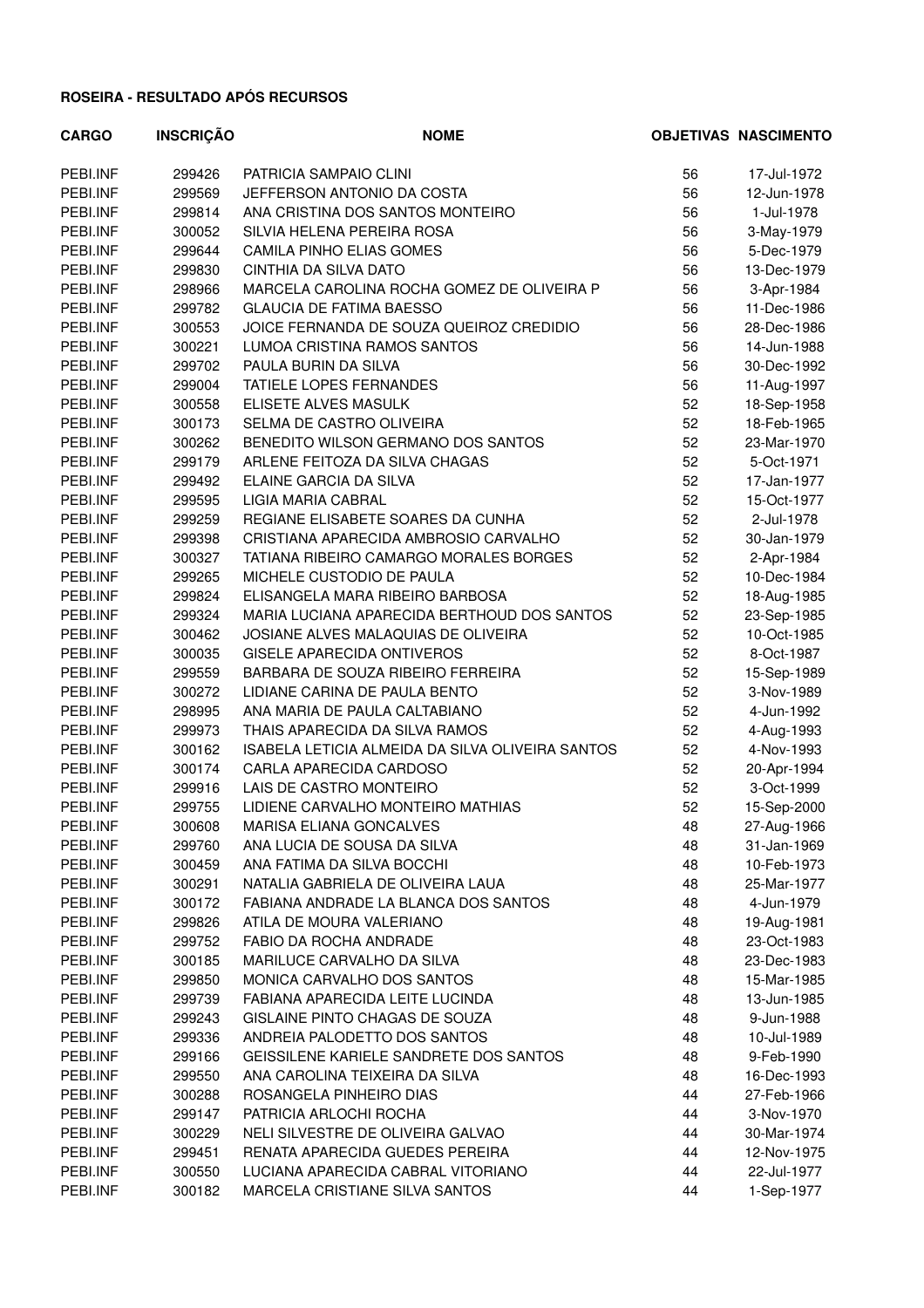**ROSEIRA - RESULTADO APÓS RECURSOS**

| CARGO | INSCRIÇÃO | NOME | OBJETIVAS | NASCIMENTO |
|---|---|---|---|---|
| PEBI.INF | 299426 | PATRICIA SAMPAIO CLINI | 56 | 17-Jul-1972 |
| PEBI.INF | 299569 | JEFFERSON ANTONIO DA COSTA | 56 | 12-Jun-1978 |
| PEBI.INF | 299814 | ANA CRISTINA DOS SANTOS MONTEIRO | 56 | 1-Jul-1978 |
| PEBI.INF | 300052 | SILVIA HELENA PEREIRA ROSA | 56 | 3-May-1979 |
| PEBI.INF | 299644 | CAMILA PINHO ELIAS GOMES | 56 | 5-Dec-1979 |
| PEBI.INF | 299830 | CINTHIA DA SILVA DATO | 56 | 13-Dec-1979 |
| PEBI.INF | 298966 | MARCELA CAROLINA ROCHA GOMEZ DE OLIVEIRA P | 56 | 3-Apr-1984 |
| PEBI.INF | 299782 | GLAUCIA DE FATIMA BAESSO | 56 | 11-Dec-1986 |
| PEBI.INF | 300553 | JOICE FERNANDA DE SOUZA QUEIROZ CREDIDIO | 56 | 28-Dec-1986 |
| PEBI.INF | 300221 | LUMOA CRISTINA RAMOS SANTOS | 56 | 14-Jun-1988 |
| PEBI.INF | 299702 | PAULA BURIN DA SILVA | 56 | 30-Dec-1992 |
| PEBI.INF | 299004 | TATIELE LOPES FERNANDES | 56 | 11-Aug-1997 |
| PEBI.INF | 300558 | ELISETE ALVES MASULK | 52 | 18-Sep-1958 |
| PEBI.INF | 300173 | SELMA DE CASTRO OLIVEIRA | 52 | 18-Feb-1965 |
| PEBI.INF | 300262 | BENEDITO WILSON GERMANO DOS SANTOS | 52 | 23-Mar-1970 |
| PEBI.INF | 299179 | ARLENE FEITOZA DA SILVA CHAGAS | 52 | 5-Oct-1971 |
| PEBI.INF | 299492 | ELAINE GARCIA DA SILVA | 52 | 17-Jan-1977 |
| PEBI.INF | 299595 | LIGIA MARIA CABRAL | 52 | 15-Oct-1977 |
| PEBI.INF | 299259 | REGIANE ELISABETE SOARES DA CUNHA | 52 | 2-Jul-1978 |
| PEBI.INF | 299398 | CRISTIANA APARECIDA AMBROSIO CARVALHO | 52 | 30-Jan-1979 |
| PEBI.INF | 300327 | TATIANA RIBEIRO CAMARGO MORALES BORGES | 52 | 2-Apr-1984 |
| PEBI.INF | 299265 | MICHELE CUSTODIO DE PAULA | 52 | 10-Dec-1984 |
| PEBI.INF | 299824 | ELISANGELA MARA RIBEIRO BARBOSA | 52 | 18-Aug-1985 |
| PEBI.INF | 299324 | MARIA LUCIANA APARECIDA BERTHOUD DOS SANTOS | 52 | 23-Sep-1985 |
| PEBI.INF | 300462 | JOSIANE ALVES MALAQUIAS DE OLIVEIRA | 52 | 10-Oct-1985 |
| PEBI.INF | 300035 | GISELE APARECIDA ONTIVEROS | 52 | 8-Oct-1987 |
| PEBI.INF | 299559 | BARBARA DE SOUZA RIBEIRO FERREIRA | 52 | 15-Sep-1989 |
| PEBI.INF | 300272 | LIDIANE CARINA DE PAULA BENTO | 52 | 3-Nov-1989 |
| PEBI.INF | 298995 | ANA MARIA DE PAULA CALTABIANO | 52 | 4-Jun-1992 |
| PEBI.INF | 299973 | THAIS APARECIDA DA SILVA RAMOS | 52 | 4-Aug-1993 |
| PEBI.INF | 300162 | ISABELA LETICIA ALMEIDA DA SILVA OLIVEIRA SANTOS | 52 | 4-Nov-1993 |
| PEBI.INF | 300174 | CARLA APARECIDA CARDOSO | 52 | 20-Apr-1994 |
| PEBI.INF | 299916 | LAIS DE CASTRO MONTEIRO | 52 | 3-Oct-1999 |
| PEBI.INF | 299755 | LIDIENE CARVALHO MONTEIRO MATHIAS | 52 | 15-Sep-2000 |
| PEBI.INF | 300608 | MARISA ELIANA GONCALVES | 48 | 27-Aug-1966 |
| PEBI.INF | 299760 | ANA LUCIA DE SOUSA DA SILVA | 48 | 31-Jan-1969 |
| PEBI.INF | 300459 | ANA FATIMA DA SILVA BOCCHI | 48 | 10-Feb-1973 |
| PEBI.INF | 300291 | NATALIA GABRIELA DE OLIVEIRA LAUA | 48 | 25-Mar-1977 |
| PEBI.INF | 300172 | FABIANA ANDRADE LA BLANCA DOS SANTOS | 48 | 4-Jun-1979 |
| PEBI.INF | 299826 | ATILA DE MOURA VALERIANO | 48 | 19-Aug-1981 |
| PEBI.INF | 299752 | FABIO DA ROCHA ANDRADE | 48 | 23-Oct-1983 |
| PEBI.INF | 300185 | MARILUCE CARVALHO DA SILVA | 48 | 23-Dec-1983 |
| PEBI.INF | 299850 | MONICA CARVALHO DOS SANTOS | 48 | 15-Mar-1985 |
| PEBI.INF | 299739 | FABIANA APARECIDA LEITE LUCINDA | 48 | 13-Jun-1985 |
| PEBI.INF | 299243 | GISLAINE PINTO CHAGAS DE SOUZA | 48 | 9-Jun-1988 |
| PEBI.INF | 299336 | ANDREIA PALODETTO DOS SANTOS | 48 | 10-Jul-1989 |
| PEBI.INF | 299166 | GEISSILENE KARIELE SANDRETE DOS SANTOS | 48 | 9-Feb-1990 |
| PEBI.INF | 299550 | ANA CAROLINA TEIXEIRA DA SILVA | 48 | 16-Dec-1993 |
| PEBI.INF | 300288 | ROSANGELA PINHEIRO DIAS | 44 | 27-Feb-1966 |
| PEBI.INF | 299147 | PATRICIA ARLOCHI ROCHA | 44 | 3-Nov-1970 |
| PEBI.INF | 300229 | NELI SILVESTRE DE OLIVEIRA GALVAO | 44 | 30-Mar-1974 |
| PEBI.INF | 299451 | RENATA APARECIDA GUEDES PEREIRA | 44 | 12-Nov-1975 |
| PEBI.INF | 300550 | LUCIANA APARECIDA CABRAL VITORIANO | 44 | 22-Jul-1977 |
| PEBI.INF | 300182 | MARCELA CRISTIANE SILVA SANTOS | 44 | 1-Sep-1977 |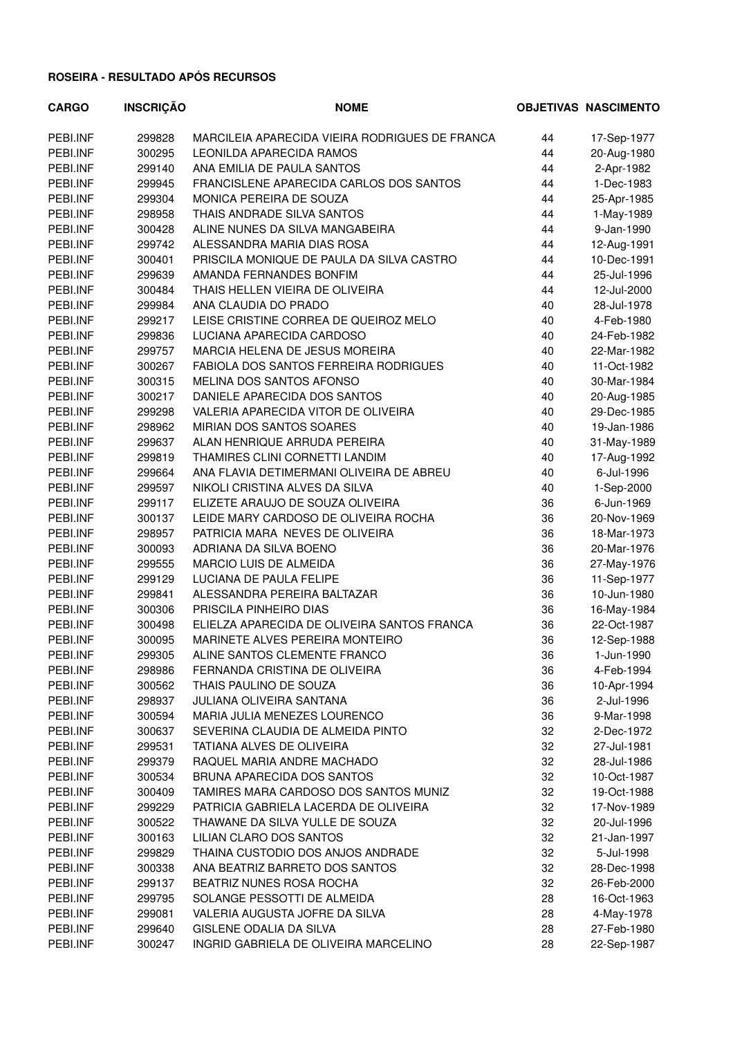**ROSEIRA - RESULTADO APÓS RECURSOS**

| CARGO | INSCRIÇÃO | NOME | OBJETIVAS | NASCIMENTO |
|---|---|---|---|---|
| PEBI.INF | 299828 | MARCILEIA APARECIDA VIEIRA RODRIGUES DE FRANCA | 44 | 17-Sep-1977 |
| PEBI.INF | 300295 | LEONILDA APARECIDA RAMOS | 44 | 20-Aug-1980 |
| PEBI.INF | 299140 | ANA EMILIA DE PAULA SANTOS | 44 | 2-Apr-1982 |
| PEBI.INF | 299945 | FRANCISLENE APARECIDA CARLOS DOS SANTOS | 44 | 1-Dec-1983 |
| PEBI.INF | 299304 | MONICA PEREIRA DE SOUZA | 44 | 25-Apr-1985 |
| PEBI.INF | 298958 | THAIS ANDRADE SILVA SANTOS | 44 | 1-May-1989 |
| PEBI.INF | 300428 | ALINE NUNES DA SILVA MANGABEIRA | 44 | 9-Jan-1990 |
| PEBI.INF | 299742 | ALESSANDRA MARIA DIAS ROSA | 44 | 12-Aug-1991 |
| PEBI.INF | 300401 | PRISCILA MONIQUE DE PAULA DA SILVA CASTRO | 44 | 10-Dec-1991 |
| PEBI.INF | 299639 | AMANDA FERNANDES BONFIM | 44 | 25-Jul-1996 |
| PEBI.INF | 300484 | THAIS HELLEN VIEIRA DE OLIVEIRA | 44 | 12-Jul-2000 |
| PEBI.INF | 299984 | ANA CLAUDIA DO PRADO | 40 | 28-Jul-1978 |
| PEBI.INF | 299217 | LEISE CRISTINE CORREA DE QUEIROZ MELO | 40 | 4-Feb-1980 |
| PEBI.INF | 299836 | LUCIANA APARECIDA CARDOSO | 40 | 24-Feb-1982 |
| PEBI.INF | 299757 | MARCIA HELENA DE JESUS MOREIRA | 40 | 22-Mar-1982 |
| PEBI.INF | 300267 | FABIOLA DOS SANTOS FERREIRA RODRIGUES | 40 | 11-Oct-1982 |
| PEBI.INF | 300315 | MELINA DOS SANTOS AFONSO | 40 | 30-Mar-1984 |
| PEBI.INF | 300217 | DANIELE APARECIDA DOS SANTOS | 40 | 20-Aug-1985 |
| PEBI.INF | 299298 | VALERIA APARECIDA VITOR DE OLIVEIRA | 40 | 29-Dec-1985 |
| PEBI.INF | 298962 | MIRIAN DOS SANTOS SOARES | 40 | 19-Jan-1986 |
| PEBI.INF | 299637 | ALAN HENRIQUE ARRUDA PEREIRA | 40 | 31-May-1989 |
| PEBI.INF | 299819 | THAMIRES CLINI CORNETTI LANDIM | 40 | 17-Aug-1992 |
| PEBI.INF | 299664 | ANA FLAVIA DETIMERMANI OLIVEIRA DE ABREU | 40 | 6-Jul-1996 |
| PEBI.INF | 299597 | NIKOLI CRISTINA ALVES DA SILVA | 40 | 1-Sep-2000 |
| PEBI.INF | 299117 | ELIZETE ARAUJO DE SOUZA OLIVEIRA | 36 | 6-Jun-1969 |
| PEBI.INF | 300137 | LEIDE MARY CARDOSO DE OLIVEIRA ROCHA | 36 | 20-Nov-1969 |
| PEBI.INF | 298957 | PATRICIA MARA NEVES DE OLIVEIRA | 36 | 18-Mar-1973 |
| PEBI.INF | 300093 | ADRIANA DA SILVA BOENO | 36 | 20-Mar-1976 |
| PEBI.INF | 299555 | MARCIO LUIS DE ALMEIDA | 36 | 27-May-1976 |
| PEBI.INF | 299129 | LUCIANA DE PAULA FELIPE | 36 | 11-Sep-1977 |
| PEBI.INF | 299841 | ALESSANDRA PEREIRA BALTAZAR | 36 | 10-Jun-1980 |
| PEBI.INF | 300306 | PRISCILA PINHEIRO DIAS | 36 | 16-May-1984 |
| PEBI.INF | 300498 | ELIELZA APARECIDA DE OLIVEIRA SANTOS FRANCA | 36 | 22-Oct-1987 |
| PEBI.INF | 300095 | MARINETE ALVES PEREIRA MONTEIRO | 36 | 12-Sep-1988 |
| PEBI.INF | 299305 | ALINE SANTOS CLEMENTE FRANCO | 36 | 1-Jun-1990 |
| PEBI.INF | 298986 | FERNANDA CRISTINA DE OLIVEIRA | 36 | 4-Feb-1994 |
| PEBI.INF | 300562 | THAIS PAULINO DE SOUZA | 36 | 10-Apr-1994 |
| PEBI.INF | 298937 | JULIANA OLIVEIRA SANTANA | 36 | 2-Jul-1996 |
| PEBI.INF | 300594 | MARIA JULIA MENEZES LOURENCO | 36 | 9-Mar-1998 |
| PEBI.INF | 300637 | SEVERINA CLAUDIA DE ALMEIDA PINTO | 32 | 2-Dec-1972 |
| PEBI.INF | 299531 | TATIANA ALVES DE OLIVEIRA | 32 | 27-Jul-1981 |
| PEBI.INF | 299379 | RAQUEL MARIA ANDRE MACHADO | 32 | 28-Jul-1986 |
| PEBI.INF | 300534 | BRUNA APARECIDA DOS SANTOS | 32 | 10-Oct-1987 |
| PEBI.INF | 300409 | TAMIRES MARA CARDOSO DOS SANTOS MUNIZ | 32 | 19-Oct-1988 |
| PEBI.INF | 299229 | PATRICIA GABRIELA LACERDA DE OLIVEIRA | 32 | 17-Nov-1989 |
| PEBI.INF | 300522 | THAWANE DA SILVA YULLE DE SOUZA | 32 | 20-Jul-1996 |
| PEBI.INF | 300163 | LILIAN CLARO DOS SANTOS | 32 | 21-Jan-1997 |
| PEBI.INF | 299829 | THAINA CUSTODIO DOS ANJOS ANDRADE | 32 | 5-Jul-1998 |
| PEBI.INF | 300338 | ANA BEATRIZ BARRETO DOS SANTOS | 32 | 28-Dec-1998 |
| PEBI.INF | 299137 | BEATRIZ NUNES ROSA ROCHA | 32 | 26-Feb-2000 |
| PEBI.INF | 299795 | SOLANGE PESSOTTI DE ALMEIDA | 28 | 16-Oct-1963 |
| PEBI.INF | 299081 | VALERIA AUGUSTA JOFRE DA SILVA | 28 | 4-May-1978 |
| PEBI.INF | 299640 | GISLENE ODALIA DA SILVA | 28 | 27-Feb-1980 |
| PEBI.INF | 300247 | INGRID GABRIELA DE OLIVEIRA MARCELINO | 28 | 22-Sep-1987 |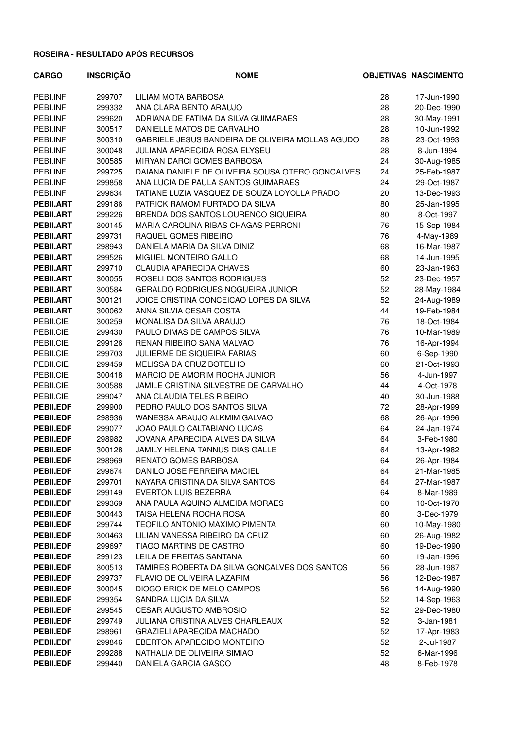**ROSEIRA - RESULTADO APÓS RECURSOS**

| CARGO | INSCRIÇÃO | NOME | OBJETIVAS | NASCIMENTO |
|---|---|---|---|---|
| PEBI.INF | 299707 | LILIAM MOTA BARBOSA | 28 | 17-Jun-1990 |
| PEBI.INF | 299332 | ANA CLARA BENTO ARAUJO | 28 | 20-Dec-1990 |
| PEBI.INF | 299620 | ADRIANA DE FATIMA DA SILVA GUIMARAES | 28 | 30-May-1991 |
| PEBI.INF | 300517 | DANIELLE MATOS DE CARVALHO | 28 | 10-Jun-1992 |
| PEBI.INF | 300310 | GABRIELE JESUS BANDEIRA DE OLIVEIRA MOLLAS AGUDO | 28 | 23-Oct-1993 |
| PEBI.INF | 300048 | JULIANA APARECIDA ROSA ELYSEU | 28 | 8-Jun-1994 |
| PEBI.INF | 300585 | MIRYAN DARCI GOMES BARBOSA | 24 | 30-Aug-1985 |
| PEBI.INF | 299725 | DAIANA DANIELE DE OLIVEIRA SOUSA OTERO GONCALVES | 24 | 25-Feb-1987 |
| PEBI.INF | 299858 | ANA LUCIA DE PAULA SANTOS GUIMARAES | 24 | 29-Oct-1987 |
| PEBI.INF | 299634 | TATIANE LUZIA VASQUEZ DE SOUZA LOYOLLA PRADO | 20 | 13-Dec-1993 |
| **PEBII.ART** | 299186 | PATRICK RAMOM FURTADO DA SILVA | 80 | 25-Jan-1995 |
| **PEBII.ART** | 299226 | BRENDA DOS SANTOS LOURENCO SIQUEIRA | 80 | 8-Oct-1997 |
| **PEBII.ART** | 300145 | MARIA CAROLINA RIBAS CHAGAS PERRONI | 76 | 15-Sep-1984 |
| **PEBII.ART** | 299731 | RAQUEL GOMES RIBEIRO | 76 | 4-May-1989 |
| **PEBII.ART** | 298943 | DANIELA MARIA DA SILVA DINIZ | 68 | 16-Mar-1987 |
| **PEBII.ART** | 299526 | MIGUEL MONTEIRO GALLO | 68 | 14-Jun-1995 |
| **PEBII.ART** | 299710 | CLAUDIA APARECIDA CHAVES | 60 | 23-Jan-1963 |
| **PEBII.ART** | 300055 | ROSELI DOS SANTOS RODRIGUES | 52 | 23-Dec-1957 |
| **PEBII.ART** | 300584 | GERALDO RODRIGUES NOGUEIRA JUNIOR | 52 | 28-May-1984 |
| **PEBII.ART** | 300121 | JOICE CRISTINA CONCEICAO LOPES DA SILVA | 52 | 24-Aug-1989 |
| **PEBII.ART** | 300062 | ANNA SILVIA CESAR COSTA | 44 | 19-Feb-1984 |
| PEBII.CIE | 300259 | MONALISA DA SILVA ARAUJO | 76 | 18-Oct-1984 |
| PEBII.CIE | 299430 | PAULO DIMAS DE CAMPOS SILVA | 76 | 10-Mar-1989 |
| PEBII.CIE | 299126 | RENAN RIBEIRO SANA MALVAO | 76 | 16-Apr-1994 |
| PEBII.CIE | 299703 | JULIERME DE SIQUEIRA FARIAS | 60 | 6-Sep-1990 |
| PEBII.CIE | 299459 | MELISSA DA CRUZ BOTELHO | 60 | 21-Oct-1993 |
| PEBII.CIE | 300418 | MARCIO DE AMORIM ROCHA JUNIOR | 56 | 4-Jun-1997 |
| PEBII.CIE | 300588 | JAMILE CRISTINA SILVESTRE DE CARVALHO | 44 | 4-Oct-1978 |
| PEBII.CIE | 299047 | ANA CLAUDIA TELES RIBEIRO | 40 | 30-Jun-1988 |
| **PEBII.EDF** | 299900 | PEDRO PAULO DOS SANTOS SILVA | 72 | 28-Apr-1999 |
| **PEBII.EDF** | 298936 | WANESSA ARAUJO ALKMIM GALVAO | 68 | 26-Apr-1996 |
| **PEBII.EDF** | 299077 | JOAO PAULO CALTABIANO LUCAS | 64 | 24-Jan-1974 |
| **PEBII.EDF** | 298982 | JOVANA APARECIDA ALVES DA SILVA | 64 | 3-Feb-1980 |
| **PEBII.EDF** | 300128 | JAMILY HELENA TANNUS DIAS GALLE | 64 | 13-Apr-1982 |
| **PEBII.EDF** | 298969 | RENATO GOMES BARBOSA | 64 | 26-Apr-1984 |
| **PEBII.EDF** | 299674 | DANILO JOSE FERREIRA MACIEL | 64 | 21-Mar-1985 |
| **PEBII.EDF** | 299701 | NAYARA CRISTINA DA SILVA SANTOS | 64 | 27-Mar-1987 |
| **PEBII.EDF** | 299149 | EVERTON LUIS BEZERRA | 64 | 8-Mar-1989 |
| **PEBII.EDF** | 299369 | ANA PAULA AQUINO ALMEIDA MORAES | 60 | 10-Oct-1970 |
| **PEBII.EDF** | 300443 | TAISA HELENA ROCHA ROSA | 60 | 3-Dec-1979 |
| **PEBII.EDF** | 299744 | TEOFILO ANTONIO MAXIMO PIMENTA | 60 | 10-May-1980 |
| **PEBII.EDF** | 300463 | LILIAN VANESSA RIBEIRO DA CRUZ | 60 | 26-Aug-1982 |
| **PEBII.EDF** | 299697 | TIAGO MARTINS DE CASTRO | 60 | 19-Dec-1990 |
| **PEBII.EDF** | 299123 | LEILA DE FREITAS SANTANA | 60 | 19-Jan-1996 |
| **PEBII.EDF** | 300513 | TAMIRES ROBERTA DA SILVA GONCALVES DOS SANTOS | 56 | 28-Jun-1987 |
| **PEBII.EDF** | 299737 | FLAVIO DE OLIVEIRA LAZARIM | 56 | 12-Dec-1987 |
| **PEBII.EDF** | 300045 | DIOGO ERICK DE MELO CAMPOS | 56 | 14-Aug-1990 |
| **PEBII.EDF** | 299354 | SANDRA LUCIA DA SILVA | 52 | 14-Sep-1963 |
| **PEBII.EDF** | 299545 | CESAR AUGUSTO AMBROSIO | 52 | 29-Dec-1980 |
| **PEBII.EDF** | 299749 | JULIANA CRISTINA ALVES CHARLEAUX | 52 | 3-Jan-1981 |
| **PEBII.EDF** | 298961 | GRAZIELI APARECIDA MACHADO | 52 | 17-Apr-1983 |
| **PEBII.EDF** | 299846 | EBERTON APARECIDO MONTEIRO | 52 | 2-Jul-1987 |
| **PEBII.EDF** | 299288 | NATHALIA DE OLIVEIRA SIMIAO | 52 | 6-Mar-1996 |
| **PEBII.EDF** | 299440 | DANIELA GARCIA GASCO | 48 | 8-Feb-1978 |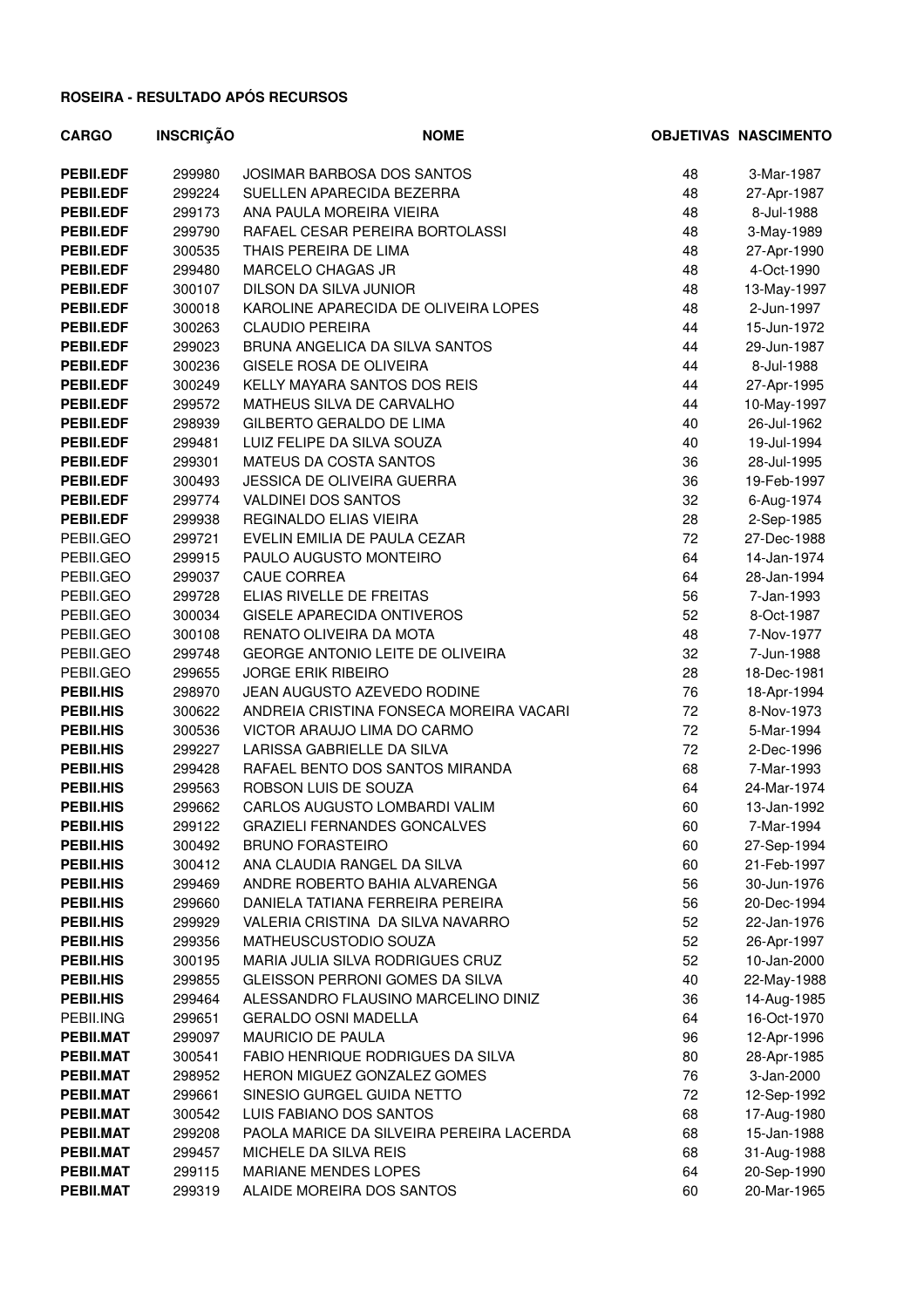**ROSEIRA - RESULTADO APÓS RECURSOS**

| CARGO | INSCRIÇÃO | NOME | OBJETIVAS | NASCIMENTO |
|---|---|---|---|---|
| **PEBII.EDF** | 299980 | JOSIMAR BARBOSA DOS SANTOS | 48 | 3-Mar-1987 |
| **PEBII.EDF** | 299224 | SUELLEN APARECIDA BEZERRA | 48 | 27-Apr-1987 |
| **PEBII.EDF** | 299173 | ANA PAULA MOREIRA VIEIRA | 48 | 8-Jul-1988 |
| **PEBII.EDF** | 299790 | RAFAEL CESAR PEREIRA BORTOLASSI | 48 | 3-May-1989 |
| **PEBII.EDF** | 300535 | THAIS PEREIRA DE LIMA | 48 | 27-Apr-1990 |
| **PEBII.EDF** | 299480 | MARCELO CHAGAS JR | 48 | 4-Oct-1990 |
| **PEBII.EDF** | 300107 | DILSON DA SILVA JUNIOR | 48 | 13-May-1997 |
| **PEBII.EDF** | 300018 | KAROLINE APARECIDA DE OLIVEIRA LOPES | 48 | 2-Jun-1997 |
| **PEBII.EDF** | 300263 | CLAUDIO PEREIRA | 44 | 15-Jun-1972 |
| **PEBII.EDF** | 299023 | BRUNA ANGELICA DA SILVA SANTOS | 44 | 29-Jun-1987 |
| **PEBII.EDF** | 300236 | GISELE ROSA DE OLIVEIRA | 44 | 8-Jul-1988 |
| **PEBII.EDF** | 300249 | KELLY MAYARA SANTOS DOS REIS | 44 | 27-Apr-1995 |
| **PEBII.EDF** | 299572 | MATHEUS SILVA DE CARVALHO | 44 | 10-May-1997 |
| **PEBII.EDF** | 298939 | GILBERTO GERALDO DE LIMA | 40 | 26-Jul-1962 |
| **PEBII.EDF** | 299481 | LUIZ FELIPE DA SILVA SOUZA | 40 | 19-Jul-1994 |
| **PEBII.EDF** | 299301 | MATEUS DA COSTA SANTOS | 36 | 28-Jul-1995 |
| **PEBII.EDF** | 300493 | JESSICA DE OLIVEIRA GUERRA | 36 | 19-Feb-1997 |
| **PEBII.EDF** | 299774 | VALDINEI DOS SANTOS | 32 | 6-Aug-1974 |
| **PEBII.EDF** | 299938 | REGINALDO ELIAS VIEIRA | 28 | 2-Sep-1985 |
| PEBII.GEO | 299721 | EVELIN EMILIA DE PAULA CEZAR | 72 | 27-Dec-1988 |
| PEBII.GEO | 299915 | PAULO AUGUSTO MONTEIRO | 64 | 14-Jan-1974 |
| PEBII.GEO | 299037 | CAUE CORREA | 64 | 28-Jan-1994 |
| PEBII.GEO | 299728 | ELIAS RIVELLE DE FREITAS | 56 | 7-Jan-1993 |
| PEBII.GEO | 300034 | GISELE APARECIDA ONTIVEROS | 52 | 8-Oct-1987 |
| PEBII.GEO | 300108 | RENATO OLIVEIRA DA MOTA | 48 | 7-Nov-1977 |
| PEBII.GEO | 299748 | GEORGE ANTONIO LEITE DE OLIVEIRA | 32 | 7-Jun-1988 |
| PEBII.GEO | 299655 | JORGE ERIK RIBEIRO | 28 | 18-Dec-1981 |
| **PEBII.HIS** | 298970 | JEAN AUGUSTO AZEVEDO RODINE | 76 | 18-Apr-1994 |
| **PEBII.HIS** | 300622 | ANDREIA CRISTINA FONSECA MOREIRA VACARI | 72 | 8-Nov-1973 |
| **PEBII.HIS** | 300536 | VICTOR ARAUJO LIMA DO CARMO | 72 | 5-Mar-1994 |
| **PEBII.HIS** | 299227 | LARISSA GABRIELLE DA SILVA | 72 | 2-Dec-1996 |
| **PEBII.HIS** | 299428 | RAFAEL BENTO DOS SANTOS MIRANDA | 68 | 7-Mar-1993 |
| **PEBII.HIS** | 299563 | ROBSON LUIS DE SOUZA | 64 | 24-Mar-1974 |
| **PEBII.HIS** | 299662 | CARLOS AUGUSTO LOMBARDI VALIM | 60 | 13-Jan-1992 |
| **PEBII.HIS** | 299122 | GRAZIELI FERNANDES GONCALVES | 60 | 7-Mar-1994 |
| **PEBII.HIS** | 300492 | BRUNO FORASTEIRO | 60 | 27-Sep-1994 |
| **PEBII.HIS** | 300412 | ANA CLAUDIA RANGEL DA SILVA | 60 | 21-Feb-1997 |
| **PEBII.HIS** | 299469 | ANDRE ROBERTO BAHIA ALVARENGA | 56 | 30-Jun-1976 |
| **PEBII.HIS** | 299660 | DANIELA TATIANA FERREIRA PEREIRA | 56 | 20-Dec-1994 |
| **PEBII.HIS** | 299929 | VALERIA CRISTINA DA SILVA NAVARRO | 52 | 22-Jan-1976 |
| **PEBII.HIS** | 299356 | MATHEUSCUSTODIO SOUZA | 52 | 26-Apr-1997 |
| **PEBII.HIS** | 300195 | MARIA JULIA SILVA RODRIGUES CRUZ | 52 | 10-Jan-2000 |
| **PEBII.HIS** | 299855 | GLEISSON PERRONI GOMES DA SILVA | 40 | 22-May-1988 |
| **PEBII.HIS** | 299464 | ALESSANDRO FLAUSINO MARCELINO DINIZ | 36 | 14-Aug-1985 |
| PEBII.ING | 299651 | GERALDO OSNI MADELLA | 64 | 16-Oct-1970 |
| **PEBII.MAT** | 299097 | MAURICIO DE PAULA | 96 | 12-Apr-1996 |
| **PEBII.MAT** | 300541 | FABIO HENRIQUE RODRIGUES DA SILVA | 80 | 28-Apr-1985 |
| **PEBII.MAT** | 298952 | HERON MIGUEZ GONZALEZ GOMES | 76 | 3-Jan-2000 |
| **PEBII.MAT** | 299661 | SINESIO GURGEL GUIDA NETTO | 72 | 12-Sep-1992 |
| **PEBII.MAT** | 300542 | LUIS FABIANO DOS SANTOS | 68 | 17-Aug-1980 |
| **PEBII.MAT** | 299208 | PAOLA MARICE DA SILVEIRA PEREIRA LACERDA | 68 | 15-Jan-1988 |
| **PEBII.MAT** | 299457 | MICHELE DA SILVA REIS | 68 | 31-Aug-1988 |
| **PEBII.MAT** | 299115 | MARIANE MENDES LOPES | 64 | 20-Sep-1990 |
| **PEBII.MAT** | 299319 | ALAIDE MOREIRA DOS SANTOS | 60 | 20-Mar-1965 |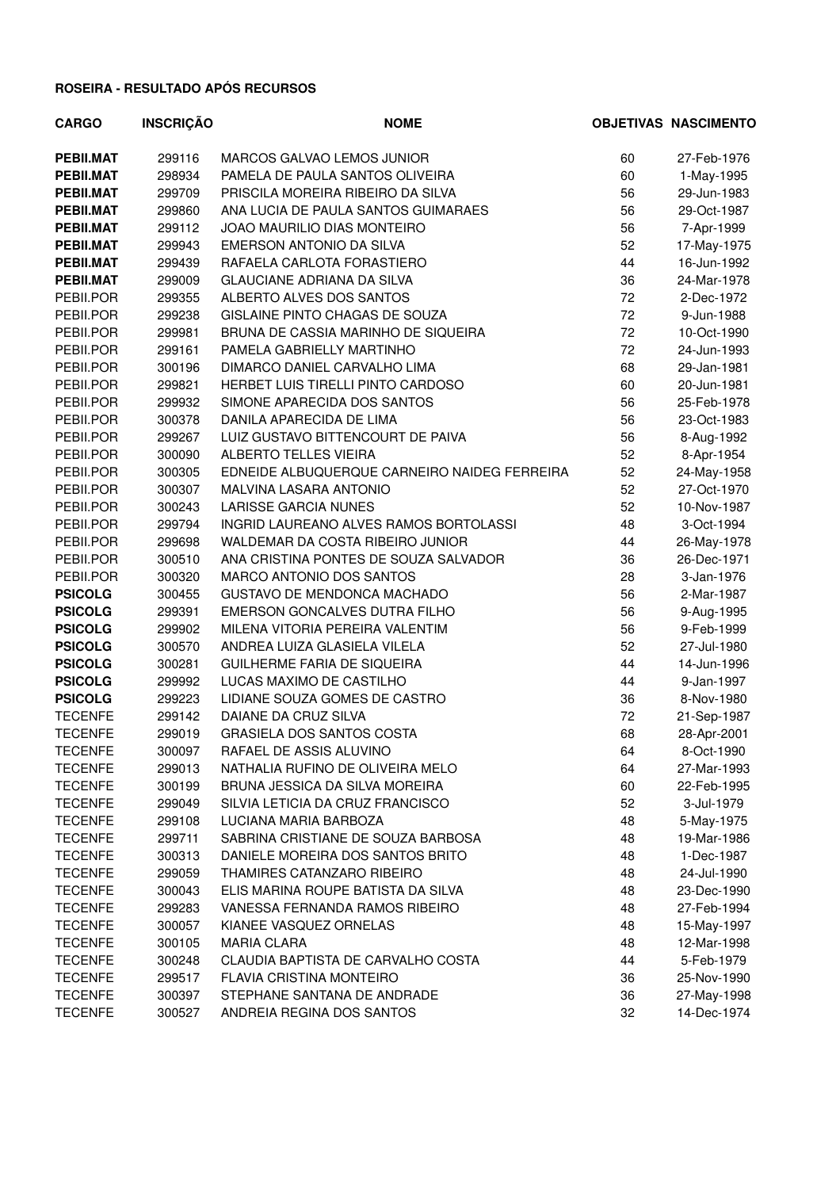**ROSEIRA - RESULTADO APÓS RECURSOS**

| CARGO | INSCRIÇÃO | NOME | OBJETIVAS | NASCIMENTO |
|---|---|---|---|---|
| **PEBII.MAT** | 299116 | MARCOS GALVAO LEMOS JUNIOR | 60 | 27-Feb-1976 |
| **PEBII.MAT** | 298934 | PAMELA DE PAULA SANTOS OLIVEIRA | 60 | 1-May-1995 |
| **PEBII.MAT** | 299709 | PRISCILA MOREIRA RIBEIRO DA SILVA | 56 | 29-Jun-1983 |
| **PEBII.MAT** | 299860 | ANA LUCIA DE PAULA SANTOS GUIMARAES | 56 | 29-Oct-1987 |
| **PEBII.MAT** | 299112 | JOAO MAURILIO DIAS MONTEIRO | 56 | 7-Apr-1999 |
| **PEBII.MAT** | 299943 | EMERSON ANTONIO DA SILVA | 52 | 17-May-1975 |
| **PEBII.MAT** | 299439 | RAFAELA CARLOTA FORASTIERO | 44 | 16-Jun-1992 |
| **PEBII.MAT** | 299009 | GLAUCIANE ADRIANA DA SILVA | 36 | 24-Mar-1978 |
| PEBII.POR | 299355 | ALBERTO ALVES DOS SANTOS | 72 | 2-Dec-1972 |
| PEBII.POR | 299238 | GISLAINE PINTO CHAGAS DE SOUZA | 72 | 9-Jun-1988 |
| PEBII.POR | 299981 | BRUNA DE CASSIA MARINHO DE SIQUEIRA | 72 | 10-Oct-1990 |
| PEBII.POR | 299161 | PAMELA GABRIELLY MARTINHO | 72 | 24-Jun-1993 |
| PEBII.POR | 300196 | DIMARCO DANIEL CARVALHO LIMA | 68 | 29-Jan-1981 |
| PEBII.POR | 299821 | HERBET LUIS TIRELLI PINTO CARDOSO | 60 | 20-Jun-1981 |
| PEBII.POR | 299932 | SIMONE APARECIDA DOS SANTOS | 56 | 25-Feb-1978 |
| PEBII.POR | 300378 | DANILA APARECIDA DE LIMA | 56 | 23-Oct-1983 |
| PEBII.POR | 299267 | LUIZ GUSTAVO BITTENCOURT DE PAIVA | 56 | 8-Aug-1992 |
| PEBII.POR | 300090 | ALBERTO TELLES VIEIRA | 52 | 8-Apr-1954 |
| PEBII.POR | 300305 | EDNEIDE ALBUQUERQUE CARNEIRO NAIDEG FERREIRA | 52 | 24-May-1958 |
| PEBII.POR | 300307 | MALVINA LASARA ANTONIO | 52 | 27-Oct-1970 |
| PEBII.POR | 300243 | LARISSE GARCIA NUNES | 52 | 10-Nov-1987 |
| PEBII.POR | 299794 | INGRID LAUREANO ALVES RAMOS BORTOLASSI | 48 | 3-Oct-1994 |
| PEBII.POR | 299698 | WALDEMAR DA COSTA RIBEIRO JUNIOR | 44 | 26-May-1978 |
| PEBII.POR | 300510 | ANA CRISTINA PONTES DE SOUZA SALVADOR | 36 | 26-Dec-1971 |
| PEBII.POR | 300320 | MARCO ANTONIO DOS SANTOS | 28 | 3-Jan-1976 |
| **PSICOLG** | 300455 | GUSTAVO DE MENDONCA MACHADO | 56 | 2-Mar-1987 |
| **PSICOLG** | 299391 | EMERSON GONCALVES DUTRA FILHO | 56 | 9-Aug-1995 |
| **PSICOLG** | 299902 | MILENA VITORIA PEREIRA VALENTIM | 56 | 9-Feb-1999 |
| **PSICOLG** | 300570 | ANDREA LUIZA GLASIELA VILELA | 52 | 27-Jul-1980 |
| **PSICOLG** | 300281 | GUILHERME FARIA DE SIQUEIRA | 44 | 14-Jun-1996 |
| **PSICOLG** | 299992 | LUCAS MAXIMO DE CASTILHO | 44 | 9-Jan-1997 |
| **PSICOLG** | 299223 | LIDIANE SOUZA GOMES DE CASTRO | 36 | 8-Nov-1980 |
| TECENFE | 299142 | DAIANE DA CRUZ SILVA | 72 | 21-Sep-1987 |
| TECENFE | 299019 | GRASIELA DOS SANTOS COSTA | 68 | 28-Apr-2001 |
| TECENFE | 300097 | RAFAEL DE ASSIS ALUVINO | 64 | 8-Oct-1990 |
| TECENFE | 299013 | NATHALIA RUFINO DE OLIVEIRA MELO | 64 | 27-Mar-1993 |
| TECENFE | 300199 | BRUNA JESSICA DA SILVA MOREIRA | 60 | 22-Feb-1995 |
| TECENFE | 299049 | SILVIA LETICIA DA CRUZ FRANCISCO | 52 | 3-Jul-1979 |
| TECENFE | 299108 | LUCIANA MARIA BARBOZA | 48 | 5-May-1975 |
| TECENFE | 299711 | SABRINA CRISTIANE DE SOUZA BARBOSA | 48 | 19-Mar-1986 |
| TECENFE | 300313 | DANIELE MOREIRA DOS SANTOS BRITO | 48 | 1-Dec-1987 |
| TECENFE | 299059 | THAMIRES CATANZARO RIBEIRO | 48 | 24-Jul-1990 |
| TECENFE | 300043 | ELIS MARINA ROUPE BATISTA DA SILVA | 48 | 23-Dec-1990 |
| TECENFE | 299283 | VANESSA FERNANDA RAMOS RIBEIRO | 48 | 27-Feb-1994 |
| TECENFE | 300057 | KIANEE VASQUEZ ORNELAS | 48 | 15-May-1997 |
| TECENFE | 300105 | MARIA CLARA | 48 | 12-Mar-1998 |
| TECENFE | 300248 | CLAUDIA BAPTISTA DE CARVALHO COSTA | 44 | 5-Feb-1979 |
| TECENFE | 299517 | FLAVIA CRISTINA MONTEIRO | 36 | 25-Nov-1990 |
| TECENFE | 300397 | STEPHANE SANTANA DE ANDRADE | 36 | 27-May-1998 |
| TECENFE | 300527 | ANDREIA REGINA DOS SANTOS | 32 | 14-Dec-1974 |